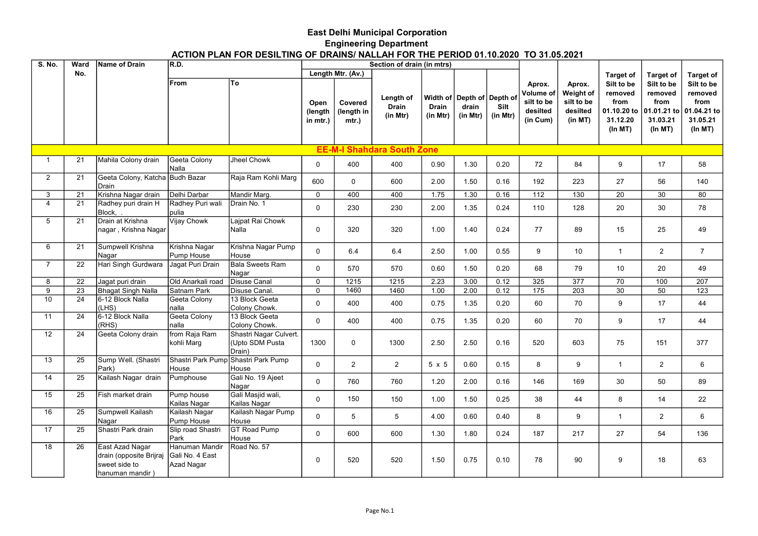# East Delhi Municipal Corporation

## Engineering Department

### ACTION PLAN FOR DESILTING OF DRAINS/ NALLAH FOR THE PERIOD 01.10.2020 TO 31.05.2021

| S. No. | Ward No. | Name of Drain | R.D. | | Section of drain (in mtrs) | | | | | | | | | | |
|---|---|---|---|---|---|---|---|---|---|---|---|---|---|---|---|
| | | | From | To | Length Mtr. (Av.) | | Length of Drain (in Mtr) | Width of Drain (in Mtr) | Depth of drain (in Mtr) | Depth of Silt (in Mtr) | Aprox. Volume of silt to be desilted (in Cum) | Aprox. Weight of silt to be desilted (in MT) | Target of Silt to be removed from 01.10.20 to 31.12.20 (In MT) | Target of Silt to be removed from 01.01.21 to 31.03.21 (In MT) | Target of Silt to be removed from 01.04.21 to 31.05.21 (In MT) |
| | | | | | Open (length in mtr.) | Covered (length in mtr.) | | | | | | | | | |
| **EE-M-I Shahdara South Zone** | | | | | | | | | | | | | | | |
| 1 | 21 | Mahila Colony drain | Geeta Colony Nalla | Jheel Chowk | 0 | 400 | 400 | 0.90 | 1.30 | 0.20 | 72 | 84 | 9 | 17 | 58 |
| 2 | 21 | Geeta Colony, Katcha Drain | Budh Bazar | Raja Ram Kohli Marg | 600 | 0 | 600 | 2.00 | 1.50 | 0.16 | 192 | 223 | 27 | 56 | 140 |
| 3 | 21 | Krishna Nagar drain | Delhi Darbar | Mandir Marg. | 0 | 400 | 400 | 1.75 | 1.30 | 0.16 | 112 | 130 | 20 | 30 | 80 |
| 4 | 21 | Radhey puri drain H Block, . | Radhey Puri wali pulia | Drain No. 1 | 0 | 230 | 230 | 2.00 | 1.35 | 0.24 | 110 | 128 | 20 | 30 | 78 |
| 5 | 21 | Drain at Krishna nagar , Krishna Nagar | Vijay Chowk | Lajpat Rai Chowk Nalla | 0 | 320 | 320 | 1.00 | 1.40 | 0.24 | 77 | 89 | 15 | 25 | 49 |
| 6 | 21 | Sumpwell Krishna Nagar | Krishna Nagar Pump House | Krishna Nagar Pump House | 0 | 6.4 | 6.4 | 2.50 | 1.00 | 0.55 | 9 | 10 | 1 | 2 | 7 |
| 7 | 22 | Hari Singh Gurdwara | Jagat Puri Drain | Bala Sweets Ram Nagar | 0 | 570 | 570 | 0.60 | 1.50 | 0.20 | 68 | 79 | 10 | 20 | 49 |
| 8 | 22 | Jagat puri drain | Old Anarkali road | Disuse Canal | 0 | 1215 | 1215 | 2.23 | 3.00 | 0.12 | 325 | 377 | 70 | 100 | 207 |
| 9 | 23 | Bhagat Singh Nalla | Satnam Park | Disuse Canal. | 0 | 1460 | 1460 | 1.00 | 2.00 | 0.12 | 175 | 203 | 30 | 50 | 123 |
| 10 | 24 | 6-12 Block Nalla (LHS) | Geeta Colony nalla | 13 Block Geeta Colony Chowk. | 0 | 400 | 400 | 0.75 | 1.35 | 0.20 | 60 | 70 | 9 | 17 | 44 |
| 11 | 24 | 6-12 Block Nalla (RHS) | Geeta Colony nalla | 13 Block Geeta Colony Chowk. | 0 | 400 | 400 | 0.75 | 1.35 | 0.20 | 60 | 70 | 9 | 17 | 44 |
| 12 | 24 | Geeta Colony drain | from Raja Ram kohli Marg | Shastri Nagar Culvert. (Upto SDM Pusta Drain) | 1300 | 0 | 1300 | 2.50 | 2.50 | 0.16 | 520 | 603 | 75 | 151 | 377 |
| 13 | 25 | Sump Well. (Shastri Park) | Shastri Park Pump House | Shastri Park Pump House | 0 | 2 | 2 | 5 x 5 | 0.60 | 0.15 | 8 | 9 | 1 | 2 | 6 |
| 14 | 25 | Kailash Nagar drain | Pumphouse | Gali No. 19 Ajeet Nagar | 0 | 760 | 760 | 1.20 | 2.00 | 0.16 | 146 | 169 | 30 | 50 | 89 |
| 15 | 25 | Fish market drain | Pump house Kailas Nagar | Gali Masjid wali, Kailas Nagar | 0 | 150 | 150 | 1.00 | 1.50 | 0.25 | 38 | 44 | 8 | 14 | 22 |
| 16 | 25 | Sumpwell Kailash Nagar | Kailash Nagar Pump House | Kailash Nagar Pump House | 0 | 5 | 5 | 4.00 | 0.60 | 0.40 | 8 | 9 | 1 | 2 | 6 |
| 17 | 25 | Shastri Park drain | Slip road Shastri Park | GT Road Pump House | 0 | 600 | 600 | 1.30 | 1.80 | 0.24 | 187 | 217 | 27 | 54 | 136 |
| 18 | 26 | East Azad Nagar drain (opposite Brijraj sweet side to hanuman mandir ) | Hanuman Mandir Gali No. 4 East Azad Nagar | Road No. 57 | 0 | 520 | 520 | 1.50 | 0.75 | 0.10 | 78 | 90 | 9 | 18 | 63 |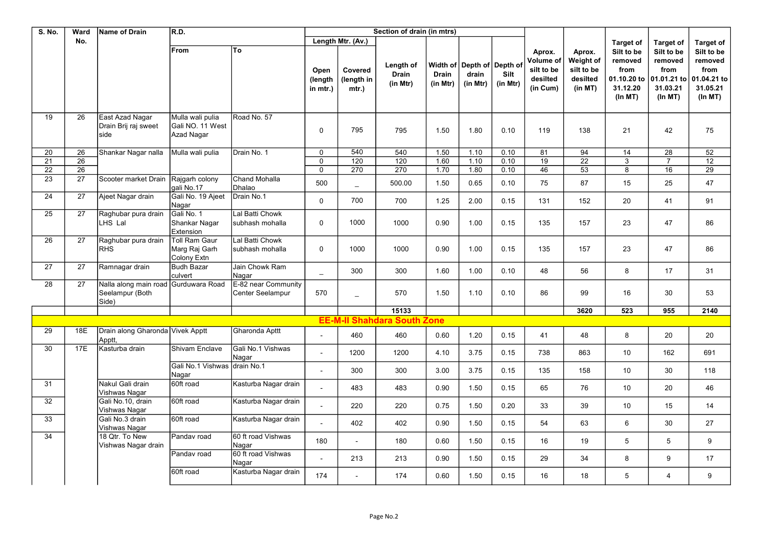| S. No. | Ward No. | Name of Drain | R.D. | | Section of drain (in mtrs) | | | | | | Aprox. Volume of silt to be desilted (in Cum) | Aprox. Weight of silt to be desilted (in MT) | Target of Silt to be removed from 01.10.20 to 31.12.20 (In MT) | Target of Silt to be removed from 01.01.21 to 31.03.21 (In MT) | Target of Silt to be removed from 01.04.21 to 31.05.21 (In MT) |
|---|---|---|---|---|---|---|---|---|---|---|---|---|---|---|---|
| | | | From | To | Length Mtr. (Av.) | | Length of Drain (in Mtr) | Width of Drain (in Mtr) | Depth of drain (in Mtr) | Depth of Silt (in Mtr) | | | | | |
| | | | | | Open (length in mtr.) | Covered (length in mtr.) | | | | | | | | | |
| 19 | 26 | East Azad Nagar Drain Brij raj sweet side | Mulla wali pulia Gali NO. 11 West Azad Nagar | Road No. 57 | 0 | 795 | 795 | 1.50 | 1.80 | 0.10 | 119 | 138 | 21 | 42 | 75 |
| 20 | 26 | Shankar Nagar nalla | Mulla wali pulia | Drain No. 1 | 0 | 540 | 540 | 1.50 | 1.10 | 0.10 | 81 | 94 | 14 | 28 | 52 |
| 21 | 26 | | | | 0 | 120 | 120 | 1.60 | 1.10 | 0.10 | 19 | 22 | 3 | 7 | 12 |
| 22 | 26 | | | | 0 | 270 | 270 | 1.70 | 1.80 | 0.10 | 46 | 53 | 8 | 16 | 29 |
| 23 | 27 | Scooter market Drain | Rajgarh colony gali No.17 | Chand Mohalla Dhalao | 500 | _ | 500.00 | 1.50 | 0.65 | 0.10 | 75 | 87 | 15 | 25 | 47 |
| 24 | 27 | Ajeet Nagar drain | Gali No. 19 Ajeet Nagar | Drain No.1 | 0 | 700 | 700 | 1.25 | 2.00 | 0.15 | 131 | 152 | 20 | 41 | 91 |
| 25 | 27 | Raghubar pura drain LHS Lal | Gali No. 1 Shankar Nagar Extension | Lal Batti Chowk subhash mohalla | 0 | 1000 | 1000 | 0.90 | 1.00 | 0.15 | 135 | 157 | 23 | 47 | 86 |
| 26 | 27 | Raghubar pura drain RHS | Toll Ram Gaur Marg Raj Garh Colony Extn | Lal Batti Chowk subhash mohalla | 0 | 1000 | 1000 | 0.90 | 1.00 | 0.15 | 135 | 157 | 23 | 47 | 86 |
| 27 | 27 | Ramnagar drain | Budh Bazar culvert | Jain Chowk Ram Nagar | _ | 300 | 300 | 1.60 | 1.00 | 0.10 | 48 | 56 | 8 | 17 | 31 |
| 28 | 27 | Nalla along main road Seelampur (Both Side) | Gurduwara Road | E-82 near Community Center Seelampur | 570 | _ | 570 | 1.50 | 1.10 | 0.10 | 86 | 99 | 16 | 30 | 53 |
| | | | | | | | 15133 | | | | | 3620 | 523 | 955 | 2140 |
| **EE-M-II Shahdara South Zone** | | | | | | | | | | | | | | | |
| 29 | 18E | Drain along Gharonda Apptt, | Vivek Apptt | Gharonda Apttt | - | 460 | 460 | 0.60 | 1.20 | 0.15 | 41 | 48 | 8 | 20 | 20 |
| 30 | 17E | Kasturba drain | Shivam Enclave | Gali No.1 Vishwas Nagar | - | 1200 | 1200 | 4.10 | 3.75 | 0.15 | 738 | 863 | 10 | 162 | 691 |
| | | | Gali No.1 Vishwas Nagar | drain No.1 | - | 300 | 300 | 3.00 | 3.75 | 0.15 | 135 | 158 | 10 | 30 | 118 |
| 31 | | Nakul Gali drain Vishwas Nagar | 60ft road | Kasturba Nagar drain | - | 483 | 483 | 0.90 | 1.50 | 0.15 | 65 | 76 | 10 | 20 | 46 |
| 32 | | Gali No.10, drain Vishwas Nagar | 60ft road | Kasturba Nagar drain | - | 220 | 220 | 0.75 | 1.50 | 0.20 | 33 | 39 | 10 | 15 | 14 |
| 33 | | Gali No.3 drain Vishwas Nagar | 60ft road | Kasturba Nagar drain | - | 402 | 402 | 0.90 | 1.50 | 0.15 | 54 | 63 | 6 | 30 | 27 |
| 34 | | 18 Qtr. To New Vishwas Nagar drain | Pandav road | 60 ft road Vishwas Nagar | 180 | - | 180 | 0.60 | 1.50 | 0.15 | 16 | 19 | 5 | 5 | 9 |
| | | | Pandav road | 60 ft road Vishwas Nagar | - | 213 | 213 | 0.90 | 1.50 | 0.15 | 29 | 34 | 8 | 9 | 17 |
| | | | 60ft road | Kasturba Nagar drain | 174 | - | 174 | 0.60 | 1.50 | 0.15 | 16 | 18 | 5 | 4 | 9 |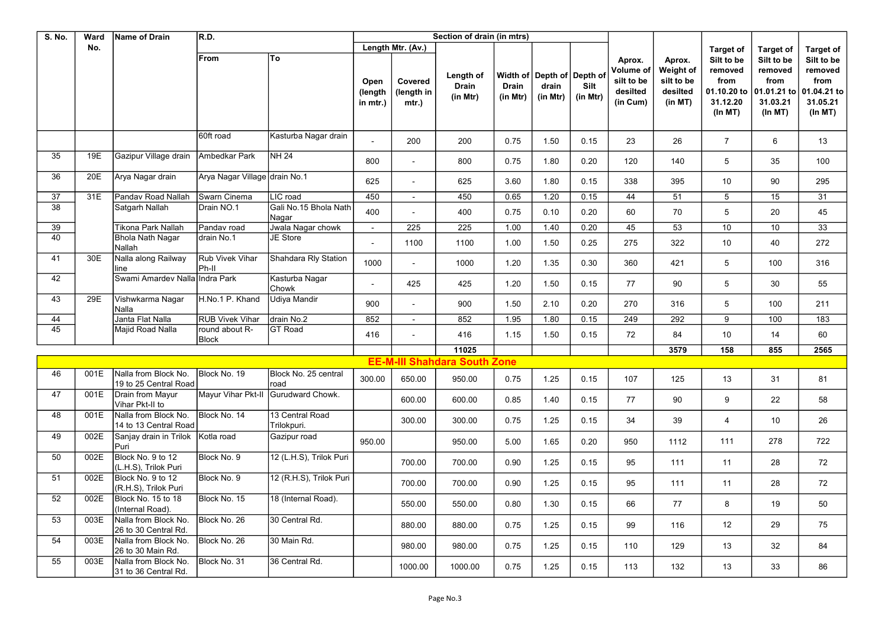| S. No. | Ward No. | Name of Drain | R.D. | | Section of drain (in mtrs) | | | | | | Aprox. Volume of silt to be desilted (in Cum) | Aprox. Weight of silt to be desilted (in MT) | Target of Silt to be removed from 01.10.20 to 31.12.20 (In MT) | Target of Silt to be removed from 01.01.21 to 31.03.21 (In MT) | Target of Silt to be removed from 01.04.21 to 31.05.21 (In MT) |
|---|---|---|---|---|---|---|---|---|---|---|---|---|---|---|---|
| | | | From | To | Length Mtr. (Av.) | | Length of Drain (in Mtr) | Width of Drain (in Mtr) | Depth of drain (in Mtr) | Depth of Silt (in Mtr) | | | | | |
| | | | | | Open (length in mtr.) | Covered (length in mtr.) | | | | | | | | | |
| | | | 60ft road | Kasturba Nagar drain | - | 200 | 200 | 0.75 | 1.50 | 0.15 | 23 | 26 | 7 | 6 | 13 |
| 35 | 19E | Gazipur Village drain | Ambedkar Park | NH 24 | 800 | - | 800 | 0.75 | 1.80 | 0.20 | 120 | 140 | 5 | 35 | 100 |
| 36 | 20E | Arya Nagar drain | Arya Nagar Village | drain No.1 | 625 | - | 625 | 3.60 | 1.80 | 0.15 | 338 | 395 | 10 | 90 | 295 |
| 37 | 31E | Pandav Road Nallah | Swarn Cinema | LIC road | 450 | - | 450 | 0.65 | 1.20 | 0.15 | 44 | 51 | 5 | 15 | 31 |
| 38 | | Satgarh Nallah | Drain NO.1 | Gali No.15 Bhola Nath Nagar | 400 | - | 400 | 0.75 | 0.10 | 0.20 | 60 | 70 | 5 | 20 | 45 |
| 39 | | Tikona Park Nallah | Pandav road | Jwala Nagar chowk | - | 225 | 225 | 1.00 | 1.40 | 0.20 | 45 | 53 | 10 | 10 | 33 |
| 40 | | Bhola Nath Nagar Nallah | drain No.1 | JE Store | - | 1100 | 1100 | 1.00 | 1.50 | 0.25 | 275 | 322 | 10 | 40 | 272 |
| 41 | 30E | Nalla along Railway line | Rub Vivek Vihar Ph-II | Shahdara Rly Station | 1000 | - | 1000 | 1.20 | 1.35 | 0.30 | 360 | 421 | 5 | 100 | 316 |
| 42 | | Swami Amardev Nalla | Indra Park | Kasturba Nagar Chowk | - | 425 | 425 | 1.20 | 1.50 | 0.15 | 77 | 90 | 5 | 30 | 55 |
| 43 | 29E | Vishwkarma Nagar Nalla | H.No.1 P. Khand | Udiya Mandir | 900 | - | 900 | 1.50 | 2.10 | 0.20 | 270 | 316 | 5 | 100 | 211 |
| 44 | | Janta Flat Nalla | RUB Vivek Vihar | drain No.2 | 852 | - | 852 | 1.95 | 1.80 | 0.15 | 249 | 292 | 9 | 100 | 183 |
| 45 | | Majid Road Nalla | round about R-Block | GT Road | 416 | - | 416 | 1.15 | 1.50 | 0.15 | 72 | 84 | 10 | 14 | 60 |
| | | | | | | | 11025 | | | | | 3579 | 158 | 855 | 2565 |
| **EE-M-III Shahdara South Zone** | | | | | | | | | | | | | | | |
| 46 | 001E | Nalla from Block No. 19 to 25 Central Road | Block No. 19 | Block No. 25 central road | 300.00 | 650.00 | 950.00 | 0.75 | 1.25 | 0.15 | 107 | 125 | 13 | 31 | 81 |
| 47 | 001E | Drain from Mayur Vihar Pkt-II to | Mayur Vihar Pkt-II | Gurudward Chowk. | | 600.00 | 600.00 | 0.85 | 1.40 | 0.15 | 77 | 90 | 9 | 22 | 58 |
| 48 | 001E | Nalla from Block No. 14 to 13 Central Road | Block No. 14 | 13 Central Road Trilokpuri. | | 300.00 | 300.00 | 0.75 | 1.25 | 0.15 | 34 | 39 | 4 | 10 | 26 |
| 49 | 002E | Sanjay drain in Trilok Puri | Kotla road | Gazipur road | 950.00 | | 950.00 | 5.00 | 1.65 | 0.20 | 950 | 1112 | 111 | 278 | 722 |
| 50 | 002E | Block No. 9 to 12 (L.H.S), Trilok Puri | Block No. 9 | 12 (L.H.S), Trilok Puri | | 700.00 | 700.00 | 0.90 | 1.25 | 0.15 | 95 | 111 | 11 | 28 | 72 |
| 51 | 002E | Block No. 9 to 12 (R.H.S), Trilok Puri | Block No. 9 | 12 (R.H.S), Trilok Puri | | 700.00 | 700.00 | 0.90 | 1.25 | 0.15 | 95 | 111 | 11 | 28 | 72 |
| 52 | 002E | Block No. 15 to 18 (Internal Road). | Block No. 15 | 18 (Internal Road). | | 550.00 | 550.00 | 0.80 | 1.30 | 0.15 | 66 | 77 | 8 | 19 | 50 |
| 53 | 003E | Nalla from Block No. 26 to 30 Central Rd. | Block No. 26 | 30 Central Rd. | | 880.00 | 880.00 | 0.75 | 1.25 | 0.15 | 99 | 116 | 12 | 29 | 75 |
| 54 | 003E | Nalla from Block No. 26 to 30 Main Rd. | Block No. 26 | 30 Main Rd. | | 980.00 | 980.00 | 0.75 | 1.25 | 0.15 | 110 | 129 | 13 | 32 | 84 |
| 55 | 003E | Nalla from Block No. 31 to 36 Central Rd. | Block No. 31 | 36 Central Rd. | | 1000.00 | 1000.00 | 0.75 | 1.25 | 0.15 | 113 | 132 | 13 | 33 | 86 |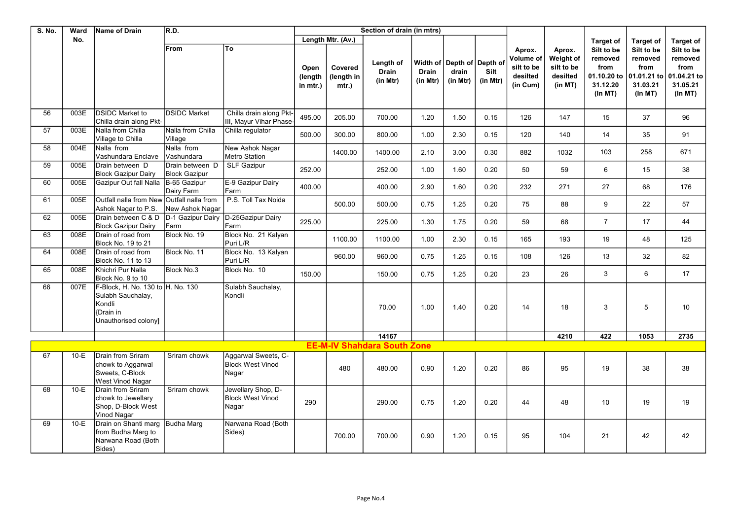| S. No. | Ward No. | Name of Drain | R.D. | | Section of drain (in mtrs) | | | | | | Aprox. Volume of silt to be desilted (in Cum) | Aprox. Weight of silt to be desilted (in MT) | Target of Silt to be removed from 01.10.20 to 31.12.20 (In MT) | Target of Silt to be removed from 01.01.21 to 31.03.21 (In MT) | Target of Silt to be removed from 01.04.21 to 31.05.21 (In MT) |
|---|---|---|---|---|---|---|---|---|---|---|---|---|---|---|---|
| | | | From | To | Length Mtr. (Av.) | | Length of Drain (in Mtr) | Width of Drain (in Mtr) | Depth of drain (in Mtr) | Depth of Silt (in Mtr) | | | | | |
| | | | | | Open (length in mtr.) | Covered (length in mtr.) | | | | | | | | | |
| 56 | 003E | DSIDC Market to Chilla drain along Pkt- | DSIDC Market | Chilla drain along Pkt-III, Mayur Vihar Phase- | 495.00 | 205.00 | 700.00 | 1.20 | 1.50 | 0.15 | 126 | 147 | 15 | 37 | 96 |
| 57 | 003E | Nalla from Chilla Village to Chilla | Nalla from Chilla Village | Chilla regulator | 500.00 | 300.00 | 800.00 | 1.00 | 2.30 | 0.15 | 120 | 140 | 14 | 35 | 91 |
| 58 | 004E | Nalla from Vashundara Enclave | Nalla from Vashundara | New Ashok Nagar Metro Station | | 1400.00 | 1400.00 | 2.10 | 3.00 | 0.30 | 882 | 1032 | 103 | 258 | 671 |
| 59 | 005E | Drain between D Block Gazipur Dairy | Drain between D Block Gazipur | SLF Gazipur | 252.00 | | 252.00 | 1.00 | 1.60 | 0.20 | 50 | 59 | 6 | 15 | 38 |
| 60 | 005E | Gazipur Out fall Nalla | B-65 Gazipur Dairy Farm | E-9 Gazipur Dairy Farm | 400.00 | | 400.00 | 2.90 | 1.60 | 0.20 | 232 | 271 | 27 | 68 | 176 |
| 61 | 005E | Outfall nalla from New Ashok Nagar to P.S. | Outfall nalla from New Ashok Nagar | P.S. Toll Tax Noida | | 500.00 | 500.00 | 0.75 | 1.25 | 0.20 | 75 | 88 | 9 | 22 | 57 |
| 62 | 005E | Drain between C & D Block Gazipur Dairy | D-1 Gazipur Dairy Farm | D-25Gazipur Dairy Farm | 225.00 | | 225.00 | 1.30 | 1.75 | 0.20 | 59 | 68 | 7 | 17 | 44 |
| 63 | 008E | Drain of road from Block No. 19 to 21 | Block No. 19 | Block No. 21 Kalyan Puri L/R | | 1100.00 | 1100.00 | 1.00 | 2.30 | 0.15 | 165 | 193 | 19 | 48 | 125 |
| 64 | 008E | Drain of road from Block No. 11 to 13 | Block No. 11 | Block No. 13 Kalyan Puri L/R | | 960.00 | 960.00 | 0.75 | 1.25 | 0.15 | 108 | 126 | 13 | 32 | 82 |
| 65 | 008E | Khichri Pur Nalla Block No. 9 to 10 | Block No.3 | Block No. 10 | 150.00 | | 150.00 | 0.75 | 1.25 | 0.20 | 23 | 26 | 3 | 6 | 17 |
| 66 | 007E | F-Block, H. No. 130 to Sulabh Sauchalay, Kondli {Drain in Unauthorised colony] | H. No. 130 | Sulabh Sauchalay, Kondli | | | 70.00 | 1.00 | 1.40 | 0.20 | 14 | 18 | 3 | 5 | 10 |
| | | | | | | | 14167 | | | | | 4210 | 422 | 1053 | 2735 |
| **EE-M-IV Shahdara South Zone** | | | | | | | | | | | | | | | |
| 67 | 10-E | Drain from Sriram chowk to Aggarwal Sweets, C-Block West Vinod Nagar | Sriram chowk | Aggarwal Sweets, C-Block West Vinod Nagar | | 480 | 480.00 | 0.90 | 1.20 | 0.20 | 86 | 95 | 19 | 38 | 38 |
| 68 | 10-E | Drain from Sriram chowk to Jewellary Shop, D-Block West Vinod Nagar | Sriram chowk | Jewellary Shop, D-Block West Vinod Nagar | 290 | | 290.00 | 0.75 | 1.20 | 0.20 | 44 | 48 | 10 | 19 | 19 |
| 69 | 10-E | Drain on Shanti marg from Budha Marg to Narwana Road (Both Sides) | Budha Marg | Narwana Road (Both Sides) | | 700.00 | 700.00 | 0.90 | 1.20 | 0.15 | 95 | 104 | 21 | 42 | 42 |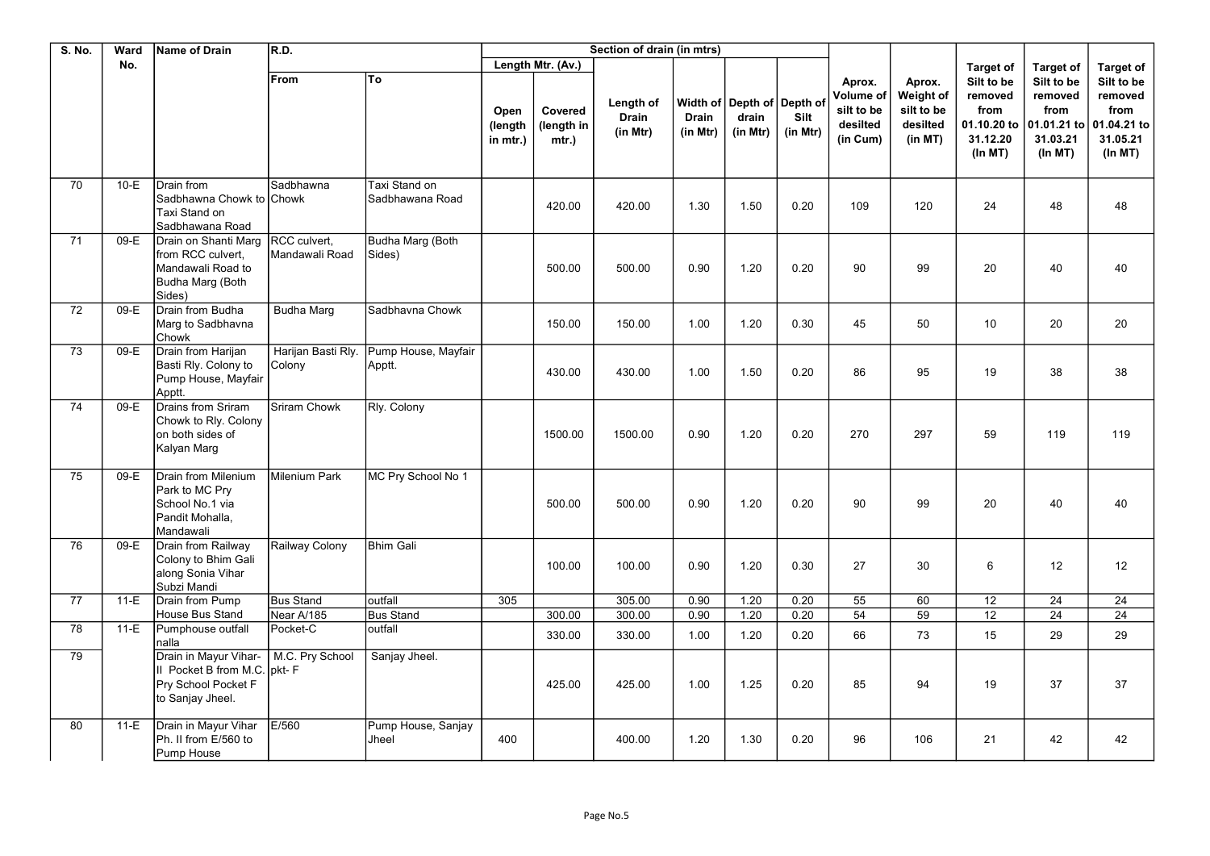| S. No. | Ward No. | Name of Drain | R.D. | | Section of drain (in mtrs) | | | | | | Aprox. Volume of silt to be desilted (in Cum) | Aprox. Weight of silt to be desilted (in MT) | Target of Silt to be removed from 01.10.20 to 31.12.20 (In MT) | Target of Silt to be removed from 01.01.21 to 31.03.21 (In MT) | Target of Silt to be removed from 01.04.21 to 31.05.21 (In MT) |
|---|---|---|---|---|---|---|---|---|---|---|---|---|---|---|---|
| | | | | | Length Mtr. (Av.) | | | | | | | | | | |
| | | | From | To | Open (length in mtr.) | Covered (length in mtr.) | Length of Drain (in Mtr) | Width of Drain (in Mtr) | Depth of drain (in Mtr) | Depth of Silt (in Mtr) | | | | | |
| 70 | 10-E | Drain from Sadbhawna Chowk to Taxi Stand on Sadbhawana Road | Sadbhawna Chowk | Taxi Stand on Sadbhawana Road | | 420.00 | 420.00 | 1.30 | 1.50 | 0.20 | 109 | 120 | 24 | 48 | 48 |
| 71 | 09-E | Drain on Shanti Marg from RCC culvert, Mandawali Road to Budha Marg (Both Sides) | RCC culvert, Mandawali Road | Budha Marg (Both Sides) | | 500.00 | 500.00 | 0.90 | 1.20 | 0.20 | 90 | 99 | 20 | 40 | 40 |
| 72 | 09-E | Drain from Budha Marg to Sadbhavna Chowk | Budha Marg | Sadbhavna Chowk | | 150.00 | 150.00 | 1.00 | 1.20 | 0.30 | 45 | 50 | 10 | 20 | 20 |
| 73 | 09-E | Drain from Harijan Basti Rly. Colony to Pump House, Mayfair Apptt. | Harijan Basti Rly. Colony | Pump House, Mayfair Apptt. | | 430.00 | 430.00 | 1.00 | 1.50 | 0.20 | 86 | 95 | 19 | 38 | 38 |
| 74 | 09-E | Drains from Sriram Chowk to Rly. Colony on both sides of Kalyan Marg | Sriram Chowk | Rly. Colony | | 1500.00 | 1500.00 | 0.90 | 1.20 | 0.20 | 270 | 297 | 59 | 119 | 119 |
| 75 | 09-E | Drain from Milenium Park to MC Pry School No.1 via Pandit Mohalla, Mandawali | Milenium Park | MC Pry School No 1 | | 500.00 | 500.00 | 0.90 | 1.20 | 0.20 | 90 | 99 | 20 | 40 | 40 |
| 76 | 09-E | Drain from Railway Colony to Bhim Gali along Sonia Vihar Subzi Mandi | Railway Colony | Bhim Gali | | 100.00 | 100.00 | 0.90 | 1.20 | 0.30 | 27 | 30 | 6 | 12 | 12 |
| 77 | 11-E | Drain from Pump House Bus Stand | Bus Stand | outfall | 305 | | 305.00 | 0.90 | 1.20 | 0.20 | 55 | 60 | 12 | 24 | 24 |
| | | | Near A/185 | Bus Stand | | 300.00 | 300.00 | 0.90 | 1.20 | 0.20 | 54 | 59 | 12 | 24 | 24 |
| 78 | 11-E | Pumphouse outfall nalla | Pocket-C | outfall | | 330.00 | 330.00 | 1.00 | 1.20 | 0.20 | 66 | 73 | 15 | 29 | 29 |
| 79 | | Drain in Mayur Vihar-II Pocket B from M.C. Pry School Pocket F to Sanjay Jheel. | M.C. Pry School pkt- F | Sanjay Jheel. | | 425.00 | 425.00 | 1.00 | 1.25 | 0.20 | 85 | 94 | 19 | 37 | 37 |
| 80 | 11-E | Drain in Mayur Vihar Ph. II from E/560 to Pump House | E/560 | Pump House, Sanjay Jheel | 400 | | 400.00 | 1.20 | 1.30 | 0.20 | 96 | 106 | 21 | 42 | 42 |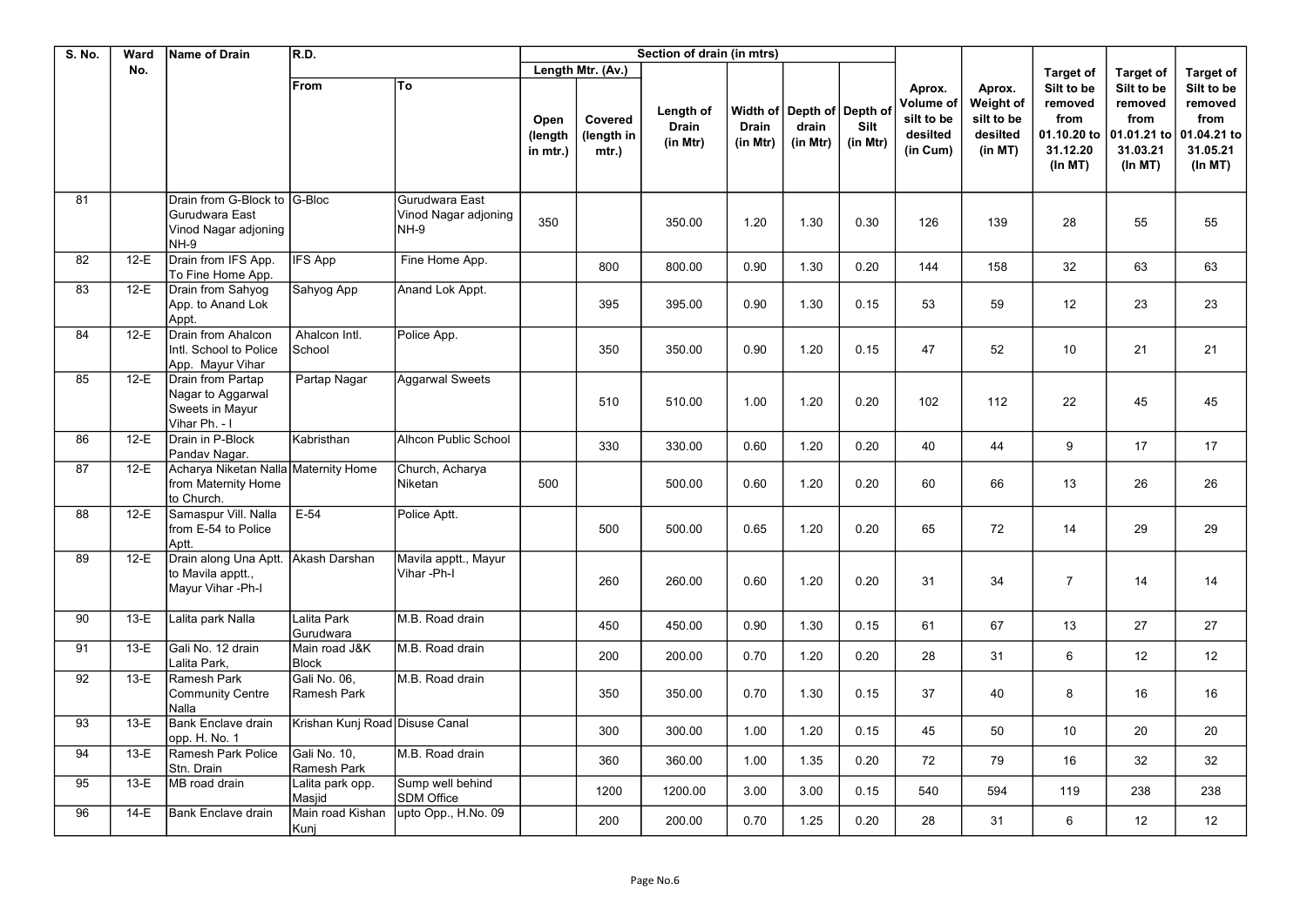| S. No. | Ward No. | Name of Drain | R.D. | | Section of drain (in mtrs) | | | | | | Aprox. Volume of silt to be desilted (in Cum) | Aprox. Weight of silt to be desilted (in MT) | Target of Silt to be removed from 01.10.20 to 31.12.20 (In MT) | Target of Silt to be removed from 01.01.21 to 31.03.21 (In MT) | Target of Silt to be removed from 01.04.21 to 31.05.21 (In MT) |
|---|---|---|---|---|---|---|---|---|---|---|---|---|---|---|---|
| | | | From | To | Length Mtr. (Av.) | | Length of Drain (in Mtr) | Width of Drain (in Mtr) | Depth of drain (in Mtr) | Depth of Silt (in Mtr) | | | | | |
| | | | | | Open (length in mtr.) | Covered (length in mtr.) | | | | | | | | | |
| 81 | | Drain from G-Block to Gurudwara East Vinod Nagar adjoning NH-9 | G-Bloc | Gurudwara East Vinod Nagar adjoning NH-9 | 350 | | 350.00 | 1.20 | 1.30 | 0.30 | 126 | 139 | 28 | 55 | 55 |
| 82 | 12-E | Drain from IFS App. To Fine Home App. | IFS App | Fine Home App. | | 800 | 800.00 | 0.90 | 1.30 | 0.20 | 144 | 158 | 32 | 63 | 63 |
| 83 | 12-E | Drain from Sahyog App. to Anand Lok Appt. | Sahyog App | Anand Lok Appt. | | 395 | 395.00 | 0.90 | 1.30 | 0.15 | 53 | 59 | 12 | 23 | 23 |
| 84 | 12-E | Drain from Ahalcon Intl. School to Police App. Mayur Vihar | Ahalcon Intl. School | Police App. | | 350 | 350.00 | 0.90 | 1.20 | 0.15 | 47 | 52 | 10 | 21 | 21 |
| 85 | 12-E | Drain from Partap Nagar to Aggarwal Sweets in Mayur Vihar Ph. - I | Partap Nagar | Aggarwal Sweets | | 510 | 510.00 | 1.00 | 1.20 | 0.20 | 102 | 112 | 22 | 45 | 45 |
| 86 | 12-E | Drain in P-Block Pandav Nagar. | Kabristhan | Alhcon Public School | | 330 | 330.00 | 0.60 | 1.20 | 0.20 | 40 | 44 | 9 | 17 | 17 |
| 87 | 12-E | Acharya Niketan Nalla from Maternity Home to Church. | Maternity Home | Church, Acharya Niketan | 500 | | 500.00 | 0.60 | 1.20 | 0.20 | 60 | 66 | 13 | 26 | 26 |
| 88 | 12-E | Samaspur Vill. Nalla from E-54 to Police Aptt. | E-54 | Police Aptt. | | 500 | 500.00 | 0.65 | 1.20 | 0.20 | 65 | 72 | 14 | 29 | 29 |
| 89 | 12-E | Drain along Una Aptt. to Mavila apptt., Mayur Vihar -Ph-I | Akash Darshan | Mavila apptt., Mayur Vihar -Ph-I | | 260 | 260.00 | 0.60 | 1.20 | 0.20 | 31 | 34 | 7 | 14 | 14 |
| 90 | 13-E | Lalita park Nalla | Lalita Park Gurudwara | M.B. Road drain | | 450 | 450.00 | 0.90 | 1.30 | 0.15 | 61 | 67 | 13 | 27 | 27 |
| 91 | 13-E | Gali No. 12 drain Lalita Park, | Main road J&K Block | M.B. Road drain | | 200 | 200.00 | 0.70 | 1.20 | 0.20 | 28 | 31 | 6 | 12 | 12 |
| 92 | 13-E | Ramesh Park Community Centre Nalla | Gali No. 06, Ramesh Park | M.B. Road drain | | 350 | 350.00 | 0.70 | 1.30 | 0.15 | 37 | 40 | 8 | 16 | 16 |
| 93 | 13-E | Bank Enclave drain opp. H. No. 1 | Krishan Kunj Road | Disuse Canal | | 300 | 300.00 | 1.00 | 1.20 | 0.15 | 45 | 50 | 10 | 20 | 20 |
| 94 | 13-E | Ramesh Park Police Stn. Drain | Gali No. 10, Ramesh Park | M.B. Road drain | | 360 | 360.00 | 1.00 | 1.35 | 0.20 | 72 | 79 | 16 | 32 | 32 |
| 95 | 13-E | MB road drain | Lalita park opp. Masjid | Sump well behind SDM Office | | 1200 | 1200.00 | 3.00 | 3.00 | 0.15 | 540 | 594 | 119 | 238 | 238 |
| 96 | 14-E | Bank Enclave drain | Main road Kishan Kunj | upto Opp., H.No. 09 | | 200 | 200.00 | 0.70 | 1.25 | 0.20 | 28 | 31 | 6 | 12 | 12 |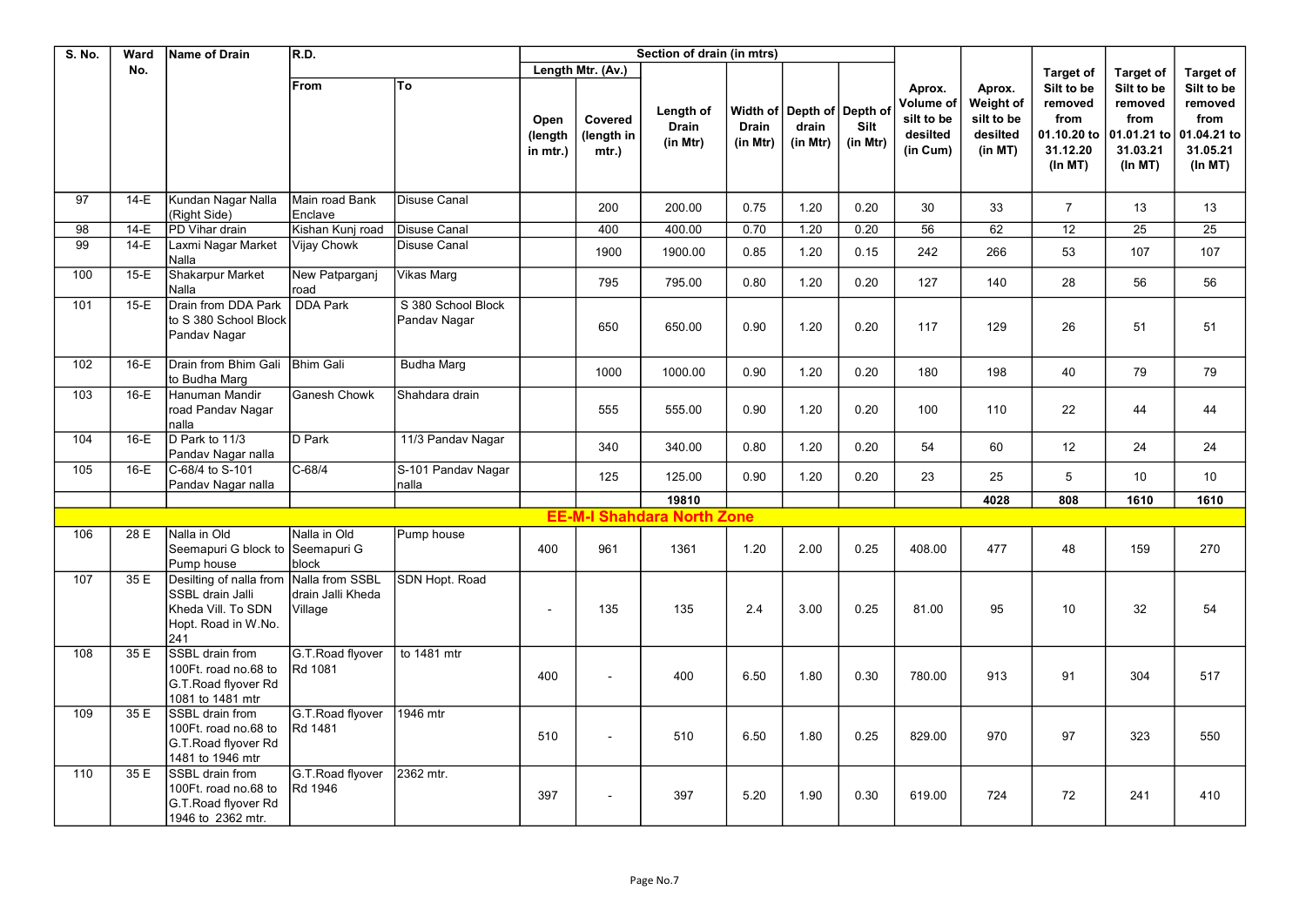| S. No. | Ward No. | Name of Drain | R.D. | | Section of drain (in mtrs) | | | | | | Aprox. Volume of silt to be desilted (in Cum) | Aprox. Weight of silt to be desilted (in MT) | Target of Silt to be removed from 01.10.20 to 31.12.20 (In MT) | Target of Silt to be removed from 01.01.21 to 31.03.21 (In MT) | Target of Silt to be removed from 01.04.21 to 31.05.21 (In MT) |
|---|---|---|---|---|---|---|---|---|---|---|---|---|---|---|---|
| | | | From | To | Length Mtr. (Av.) | | Length of Drain (in Mtr) | Width of Drain (in Mtr) | Depth of drain (in Mtr) | Depth of Silt (in Mtr) | | | | | |
| | | | | | Open (length in mtr.) | Covered (length in mtr.) | | | | | | | | | |
| 97 | 14-E | Kundan Nagar Nalla (Right Side) | Main road Bank Enclave | Disuse Canal | | 200 | 200.00 | 0.75 | 1.20 | 0.20 | 30 | 33 | 7 | 13 | 13 |
| 98 | 14-E | PD Vihar drain | Kishan Kunj road | Disuse Canal | | 400 | 400.00 | 0.70 | 1.20 | 0.20 | 56 | 62 | 12 | 25 | 25 |
| 99 | 14-E | Laxmi Nagar Market Nalla | Vijay Chowk | Disuse Canal | | 1900 | 1900.00 | 0.85 | 1.20 | 0.15 | 242 | 266 | 53 | 107 | 107 |
| 100 | 15-E | Shakarpur Market Nalla | New Patparganj road | Vikas Marg | | 795 | 795.00 | 0.80 | 1.20 | 0.20 | 127 | 140 | 28 | 56 | 56 |
| 101 | 15-E | Drain from DDA Park to S 380 School Block Pandav Nagar | DDA Park | S 380 School Block Pandav Nagar | | 650 | 650.00 | 0.90 | 1.20 | 0.20 | 117 | 129 | 26 | 51 | 51 |
| 102 | 16-E | Drain from Bhim Gali to Budha Marg | Bhim Gali | Budha Marg | | 1000 | 1000.00 | 0.90 | 1.20 | 0.20 | 180 | 198 | 40 | 79 | 79 |
| 103 | 16-E | Hanuman Mandir road Pandav Nagar nalla | Ganesh Chowk | Shahdara drain | | 555 | 555.00 | 0.90 | 1.20 | 0.20 | 100 | 110 | 22 | 44 | 44 |
| 104 | 16-E | D Park to 11/3 Pandav Nagar nalla | D Park | 11/3 Pandav Nagar | | 340 | 340.00 | 0.80 | 1.20 | 0.20 | 54 | 60 | 12 | 24 | 24 |
| 105 | 16-E | C-68/4 to S-101 Pandav Nagar nalla | C-68/4 | S-101 Pandav Nagar nalla | | 125 | 125.00 | 0.90 | 1.20 | 0.20 | 23 | 25 | 5 | 10 | 10 |
| | | | | | | | 19810 | | | | | 4028 | 808 | 1610 | 1610 |
| **EE-M-I Shahdara North Zone** | | | | | | | | | | | | | | | |
| 106 | 28 E | Nalla in Old Seemapuri G block to Pump house | Nalla in Old Seemapuri G block | Pump house | 400 | 961 | 1361 | 1.20 | 2.00 | 0.25 | 408.00 | 477 | 48 | 159 | 270 |
| 107 | 35 E | Desilting of nalla from SSBL drain Jalli Kheda Vill. To SDN Hopt. Road in W.No. 241 | Nalla from SSBL drain Jalli Kheda Village | SDN Hopt. Road | - | 135 | 135 | 2.4 | 3.00 | 0.25 | 81.00 | 95 | 10 | 32 | 54 |
| 108 | 35 E | SSBL drain from 100Ft. road no.68 to G.T.Road flyover Rd 1081 to 1481 mtr | G.T.Road flyover Rd 1081 | to 1481 mtr | 400 | - | 400 | 6.50 | 1.80 | 0.30 | 780.00 | 913 | 91 | 304 | 517 |
| 109 | 35 E | SSBL drain from 100Ft. road no.68 to G.T.Road flyover Rd 1481 to 1946 mtr | G.T.Road flyover Rd 1481 | 1946 mtr | 510 | - | 510 | 6.50 | 1.80 | 0.25 | 829.00 | 970 | 97 | 323 | 550 |
| 110 | 35 E | SSBL drain from 100Ft. road no.68 to G.T.Road flyover Rd 1946 to 2362 mtr. | G.T.Road flyover Rd 1946 | 2362 mtr. | 397 | - | 397 | 5.20 | 1.90 | 0.30 | 619.00 | 724 | 72 | 241 | 410 |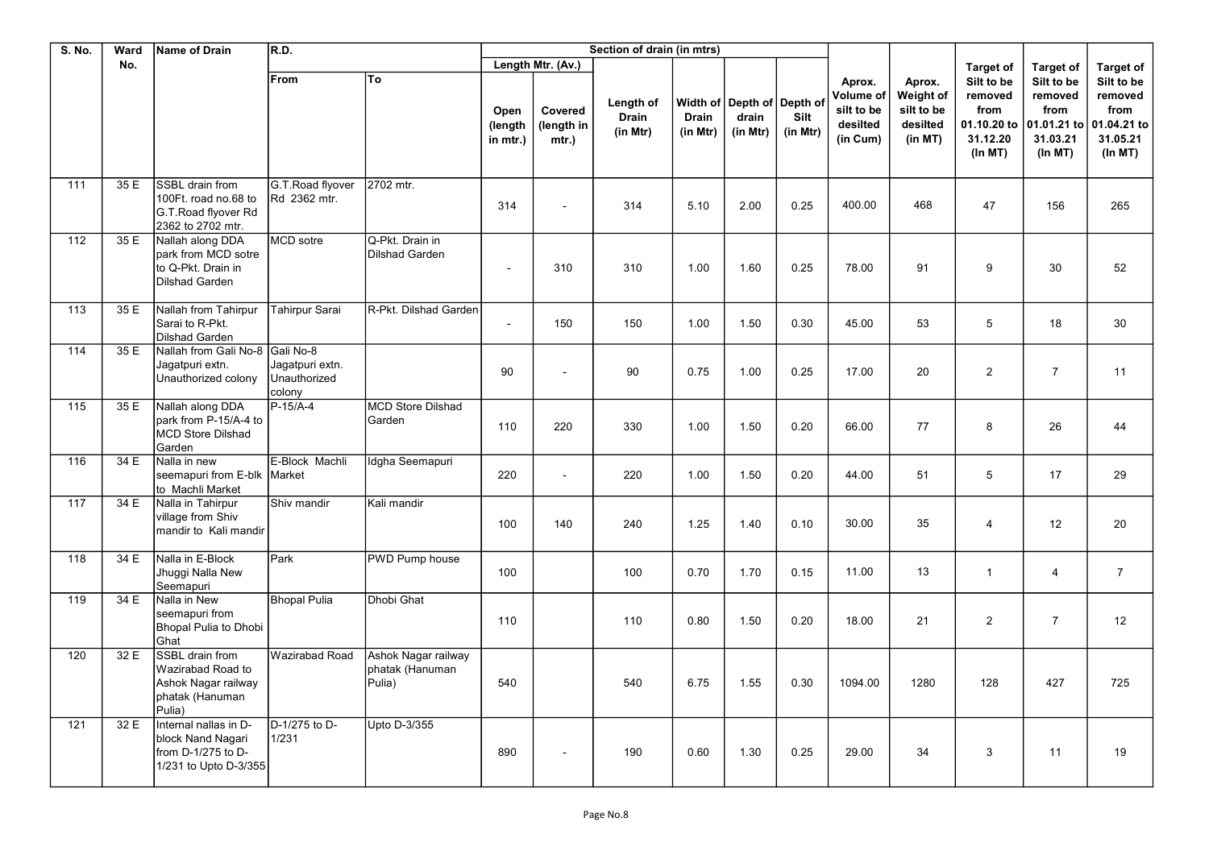| S. No. | Ward No. | Name of Drain | R.D. | | Section of drain (in mtrs) | | | | | | Aprox. Volume of silt to be desilted (in Cum) | Aprox. Weight of silt to be desilted (in MT) | Target of Silt to be removed from 01.10.20 to 31.12.20 (In MT) | Target of Silt to be removed from 01.01.21 to 31.03.21 (In MT) | Target of Silt to be removed from 01.04.21 to 31.05.21 (In MT) |
|---|---|---|---|---|---|---|---|---|---|---|---|---|---|---|---|
| | | | From | To | Length Mtr. (Av.) | | Length of Drain (in Mtr) | Width of Drain (in Mtr) | Depth of drain (in Mtr) | Depth of Silt (in Mtr) | | | | | |
| | | | | | Open (length in mtr.) | Covered (length in mtr.) | | | | | | | | | |
| 111 | 35 E | SSBL drain from 100Ft. road no.68 to G.T.Road flyover Rd 2362 to 2702 mtr. | G.T.Road flyover Rd 2362 mtr. | 2702 mtr. | 314 | - | 314 | 5.10 | 2.00 | 0.25 | 400.00 | 468 | 47 | 156 | 265 |
| 112 | 35 E | Nallah along DDA park from MCD sotre to Q-Pkt. Drain in Dilshad Garden | MCD sotre | Q-Pkt. Drain in Dilshad Garden | - | 310 | 310 | 1.00 | 1.60 | 0.25 | 78.00 | 91 | 9 | 30 | 52 |
| 113 | 35 E | Nallah from Tahirpur Sarai to R-Pkt. Dilshad Garden | Tahirpur Sarai | R-Pkt. Dilshad Garden | - | 150 | 150 | 1.00 | 1.50 | 0.30 | 45.00 | 53 | 5 | 18 | 30 |
| 114 | 35 E | Nallah from Gali No-8 Jagatpuri extn. Unauthorized colony | Gali No-8 Jagatpuri extn. Unauthorized colony | | 90 | - | 90 | 0.75 | 1.00 | 0.25 | 17.00 | 20 | 2 | 7 | 11 |
| 115 | 35 E | Nallah along DDA park from P-15/A-4 to MCD Store Dilshad Garden | P-15/A-4 | MCD Store Dilshad Garden | 110 | 220 | 330 | 1.00 | 1.50 | 0.20 | 66.00 | 77 | 8 | 26 | 44 |
| 116 | 34 E | Nalla in new seemapuri from E-blk to Machli Market | E-Block Machli Market | Idgha Seemapuri | 220 | - | 220 | 1.00 | 1.50 | 0.20 | 44.00 | 51 | 5 | 17 | 29 |
| 117 | 34 E | Nalla in Tahirpur village from Shiv mandir to Kali mandir | Shiv mandir | Kali mandir | 100 | 140 | 240 | 1.25 | 1.40 | 0.10 | 30.00 | 35 | 4 | 12 | 20 |
| 118 | 34 E | Nalla in E-Block Jhuggi Nalla New Seemapuri | Park | PWD Pump house | 100 | | 100 | 0.70 | 1.70 | 0.15 | 11.00 | 13 | 1 | 4 | 7 |
| 119 | 34 E | Nalla in New seemapuri from Bhopal Pulia to Dhobi Ghat | Bhopal Pulia | Dhobi Ghat | 110 | | 110 | 0.80 | 1.50 | 0.20 | 18.00 | 21 | 2 | 7 | 12 |
| 120 | 32 E | SSBL drain from Wazirabad Road to Ashok Nagar railway phatak (Hanuman Pulia) | Wazirabad Road | Ashok Nagar railway phatak (Hanuman Pulia) | 540 | | 540 | 6.75 | 1.55 | 0.30 | 1094.00 | 1280 | 128 | 427 | 725 |
| 121 | 32 E | Internal nallas in D-block Nand Nagari from D-1/275 to D-1/231 to Upto D-3/355 | D-1/275 to D-1/231 | Upto D-3/355 | 890 | - | 190 | 0.60 | 1.30 | 0.25 | 29.00 | 34 | 3 | 11 | 19 |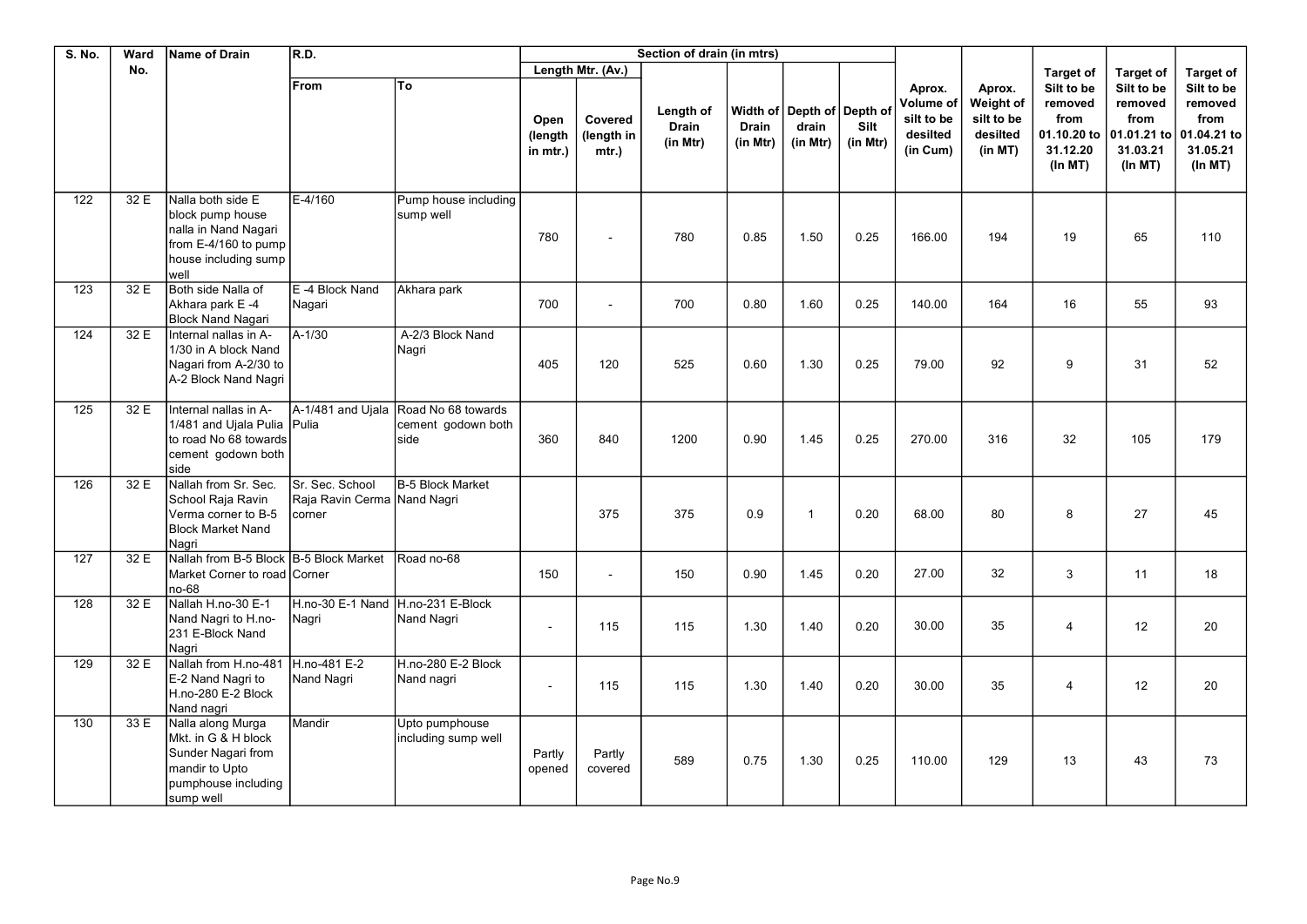| S. No. | Ward No. | Name of Drain | R.D. | | Section of drain (in mtrs) | | | | | | Aprox. Volume of silt to be desilted (in Cum) | Aprox. Weight of silt to be desilted (in MT) | Target of Silt to be removed from 01.10.20 to 31.12.20 (In MT) | Target of Silt to be removed from 01.01.21 to 31.03.21 (In MT) | Target of Silt to be removed from 01.04.21 to 31.05.21 (In MT) |
|---|---|---|---|---|---|---|---|---|---|---|---|---|---|---|---|
| | | | From | To | Length Mtr. (Av.) | | Length of Drain (in Mtr) | Width of Drain (in Mtr) | Depth of drain (in Mtr) | Depth of Silt (in Mtr) | | | | | |
| | | | | | Open (length in mtr.) | Covered (length in mtr.) | | | | | | | | | |
| 122 | 32 E | Nalla both side E block pump house nalla in Nand Nagari from E-4/160 to pump house including sump well | E-4/160 | Pump house including sump well | 780 | - | 780 | 0.85 | 1.50 | 0.25 | 166.00 | 194 | 19 | 65 | 110 |
| 123 | 32 E | Both side Nalla of Akhara park E -4 Block Nand Nagari | E -4 Block Nand Nagari | Akhara park | 700 | - | 700 | 0.80 | 1.60 | 0.25 | 140.00 | 164 | 16 | 55 | 93 |
| 124 | 32 E | Internal nallas in A-1/30 in A block Nand Nagari from A-2/30 to A-2 Block Nand Nagri | A-1/30 | A-2/3 Block Nand Nagri | 405 | 120 | 525 | 0.60 | 1.30 | 0.25 | 79.00 | 92 | 9 | 31 | 52 |
| 125 | 32 E | Internal nallas in A-1/481 and Ujala Pulia to road No 68 towards cement godown both side | A-1/481 and Ujala Pulia | Road No 68 towards cement godown both side | 360 | 840 | 1200 | 0.90 | 1.45 | 0.25 | 270.00 | 316 | 32 | 105 | 179 |
| 126 | 32 E | Nallah from Sr. Sec. School Raja Ravin Verma corner to B-5 Block Market Nand Nagri | Sr. Sec. School Raja Ravin Cerma corner | B-5 Block Market Nand Nagri | | 375 | 375 | 0.9 | 1 | 0.20 | 68.00 | 80 | 8 | 27 | 45 |
| 127 | 32 E | Nallah from B-5 Block Market Corner to road no-68 | B-5 Block Market Corner | Road no-68 | 150 | - | 150 | 0.90 | 1.45 | 0.20 | 27.00 | 32 | 3 | 11 | 18 |
| 128 | 32 E | Nallah H.no-30 E-1 Nand Nagri to H.no-231 E-Block Nand Nagri | H.no-30 E-1 Nand Nagri | H.no-231 E-Block Nand Nagri | - | 115 | 115 | 1.30 | 1.40 | 0.20 | 30.00 | 35 | 4 | 12 | 20 |
| 129 | 32 E | Nallah from H.no-481 E-2 Nand Nagri to H.no-280 E-2 Block Nand nagri | H.no-481 E-2 Nand Nagri | H.no-280 E-2 Block Nand nagri | - | 115 | 115 | 1.30 | 1.40 | 0.20 | 30.00 | 35 | 4 | 12 | 20 |
| 130 | 33 E | Nalla along Murga Mkt. in G & H block Sunder Nagari from mandir to Upto pumphouse including sump well | Mandir | Upto pumphouse including sump well | Partly opened | Partly covered | 589 | 0.75 | 1.30 | 0.25 | 110.00 | 129 | 13 | 43 | 73 |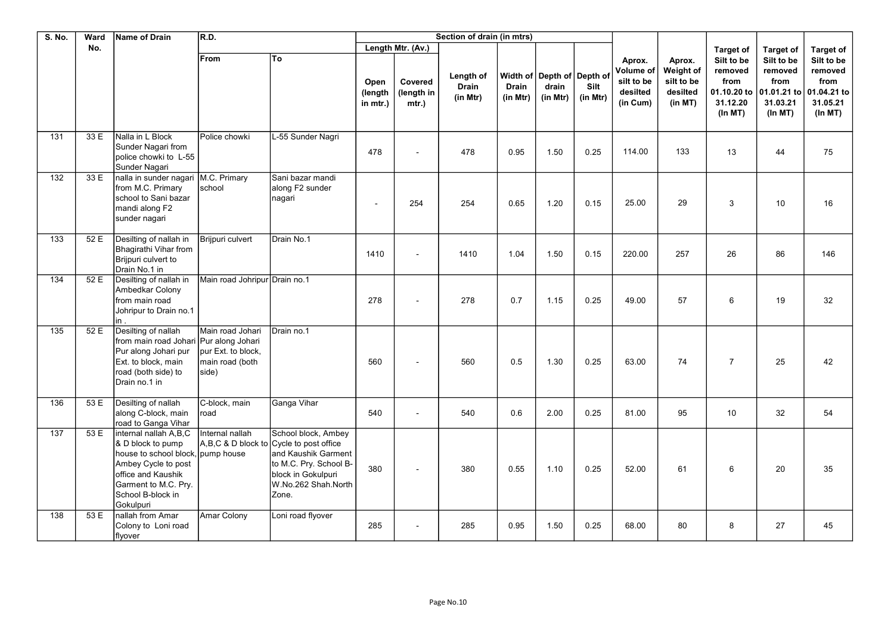| S. No. | Ward No. | Name of Drain | R.D. | | Section of drain (in mtrs) | | | | | | Aprox. Volume of silt to be desilted (in Cum) | Aprox. Weight of silt to be desilted (in MT) | Target of Silt to be removed from 01.10.20 to 31.12.20 (In MT) | Target of Silt to be removed from 01.01.21 to 31.03.21 (In MT) | Target of Silt to be removed from 01.04.21 to 31.05.21 (In MT) |
|---|---|---|---|---|---|---|---|---|---|---|---|---|---|---|---|
| | | | | | Length Mtr. (Av.) | | | | | | | | | | |
| | | | From | To | Open (length in mtr.) | Covered (length in mtr.) | Length of Drain (in Mtr) | Width of Drain (in Mtr) | Depth of drain (in Mtr) | Depth of Silt (in Mtr) | | | | | |
| 131 | 33 E | Nalla in L Block Sunder Nagari from police chowki to L-55 Sunder Nagari | Police chowki | L-55 Sunder Nagri | 478 | - | 478 | 0.95 | 1.50 | 0.25 | 114.00 | 133 | 13 | 44 | 75 |
| 132 | 33 E | nalla in sunder nagari from M.C. Primary school to Sani bazar mandi along F2 sunder nagari | M.C. Primary school | Sani bazar mandi along F2 sunder nagari | - | 254 | 254 | 0.65 | 1.20 | 0.15 | 25.00 | 29 | 3 | 10 | 16 |
| 133 | 52 E | Desilting of nallah in Bhagirathi Vihar from Brijpuri culvert to Drain No.1 in | Brijpuri culvert | Drain No.1 | 1410 | - | 1410 | 1.04 | 1.50 | 0.15 | 220.00 | 257 | 26 | 86 | 146 |
| 134 | 52 E | Desilting of nallah in Ambedkar Colony from main road Johripur to Drain no.1 in . | Main road Johripur | Drain no.1 | 278 | - | 278 | 0.7 | 1.15 | 0.25 | 49.00 | 57 | 6 | 19 | 32 |
| 135 | 52 E | Desilting of nallah from main road Johari Pur along Johari pur Ext. to block, main road (both side) to Drain no.1 in | Main road Johari Pur along Johari pur Ext. to block, main road (both side) | Drain no.1 | 560 | - | 560 | 0.5 | 1.30 | 0.25 | 63.00 | 74 | 7 | 25 | 42 |
| 136 | 53 E | Desilting of nallah along C-block, main road to Ganga Vihar | C-block, main road | Ganga Vihar | 540 | - | 540 | 0.6 | 2.00 | 0.25 | 81.00 | 95 | 10 | 32 | 54 |
| 137 | 53 E | internal nallah A,B,C & D block to pump house to school block, Ambey Cycle to post office and Kaushik Garment to M.C. Pry. School B-block in Gokulpuri | Internal nallah A,B,C & D block to pump house | School block, Ambey Cycle to post office and Kaushik Garment to M.C. Pry. School B-block in Gokulpuri W.No.262 Shah.North Zone. | 380 | - | 380 | 0.55 | 1.10 | 0.25 | 52.00 | 61 | 6 | 20 | 35 |
| 138 | 53 E | nallah from Amar Colony to Loni road flyover | Amar Colony | Loni road flyover | 285 | - | 285 | 0.95 | 1.50 | 0.25 | 68.00 | 80 | 8 | 27 | 45 |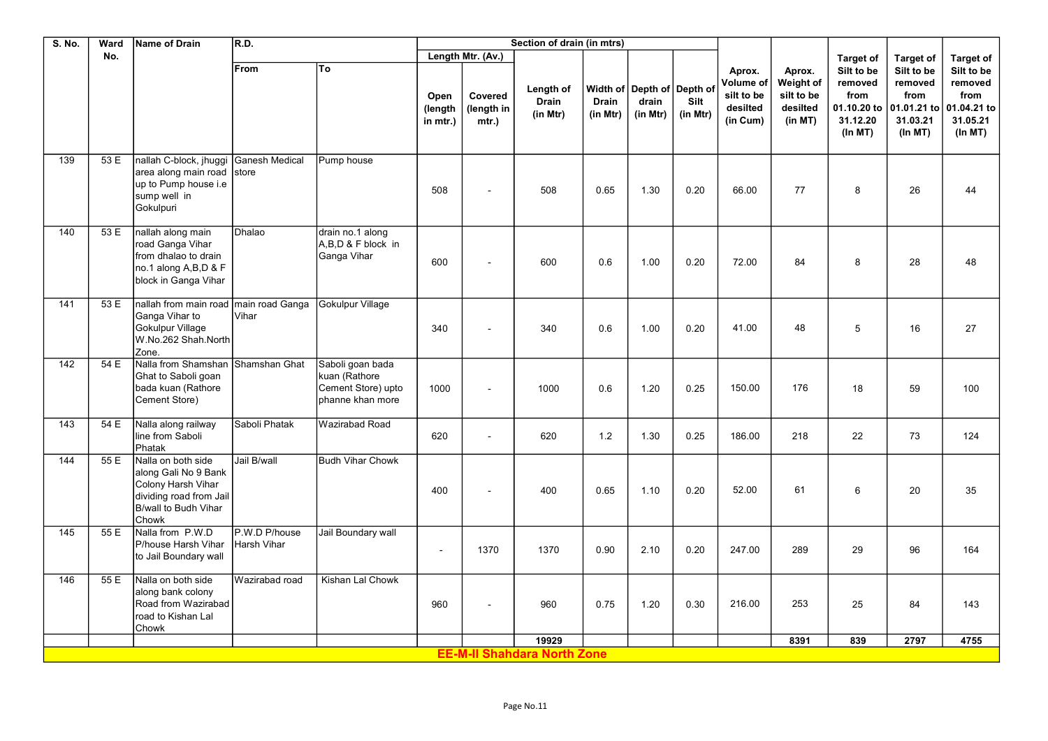| S. No. | Ward No. | Name of Drain | R.D. | | Section of drain (in mtrs) | | | | | | | Aprox. Volume of silt to be desilted (in Cum) | Aprox. Weight of silt to be desilted (in MT) | Target of Silt to be removed from 01.10.20 to 31.12.20 (In MT) | Target of Silt to be removed from 01.01.21 to 31.03.21 (In MT) | Target of Silt to be removed from 01.04.21 to 31.05.21 (In MT) |
|---|---|---|---|---|---|---|---|---|---|---|---|---|---|---|---|---|
| | | | From | To | Length Mtr. (Av.) | | Length of Drain (in Mtr) | Width of Drain (in Mtr) | Depth of drain (in Mtr) | Depth of Silt (in Mtr) | | | | | | |
| | | | | | Open (length in mtr.) | Covered (length in mtr.) | | | | | | | | | | |
| 139 | 53 E | nallah C-block, jhuggi area along main road up to Pump house i.e sump well in Gokulpuri | Ganesh Medical store | Pump house | 508 | - | 508 | 0.65 | 1.30 | 0.20 | | 66.00 | 77 | 8 | 26 | 44 |
| 140 | 53 E | nallah along main road Ganga Vihar from dhalao to drain no.1 along A,B,D & F block in Ganga Vihar | Dhalao | drain no.1 along A,B,D & F block in Ganga Vihar | 600 | - | 600 | 0.6 | 1.00 | 0.20 | | 72.00 | 84 | 8 | 28 | 48 |
| 141 | 53 E | nallah from main road Ganga Vihar to Gokulpur Village W.No.262 Shah.North Zone. | main road Ganga Vihar | Gokulpur Village | 340 | - | 340 | 0.6 | 1.00 | 0.20 | | 41.00 | 48 | 5 | 16 | 27 |
| 142 | 54 E | Nalla from Shamshan Ghat to Saboli goan bada kuan (Rathore Cement Store) | Shamshan Ghat | Saboli goan bada kuan (Rathore Cement Store) upto phanne khan more | 1000 | - | 1000 | 0.6 | 1.20 | 0.25 | | 150.00 | 176 | 18 | 59 | 100 |
| 143 | 54 E | Nalla along railway line from Saboli Phatak | Saboli Phatak | Wazirabad Road | 620 | - | 620 | 1.2 | 1.30 | 0.25 | | 186.00 | 218 | 22 | 73 | 124 |
| 144 | 55 E | Nalla on both side along Gali No 9 Bank Colony Harsh Vihar dividing road from Jail B/wall to Budh Vihar Chowk | Jail B/wall | Budh Vihar Chowk | 400 | - | 400 | 0.65 | 1.10 | 0.20 | | 52.00 | 61 | 6 | 20 | 35 |
| 145 | 55 E | Nalla from P.W.D P/house Harsh Vihar to Jail Boundary wall | P.W.D P/house Harsh Vihar | Jail Boundary wall | - | 1370 | 1370 | 0.90 | 2.10 | 0.20 | | 247.00 | 289 | 29 | 96 | 164 |
| 146 | 55 E | Nalla on both side along bank colony Road from Wazirabad road to Kishan Lal Chowk | Wazirabad road | Kishan Lal Chowk | 960 | - | 960 | 0.75 | 1.20 | 0.30 | | 216.00 | 253 | 25 | 84 | 143 |
| | | | | | | | 19929 | | | | | | 8391 | 839 | 2797 | 4755 |

**EE-M-II Shahdara North Zone**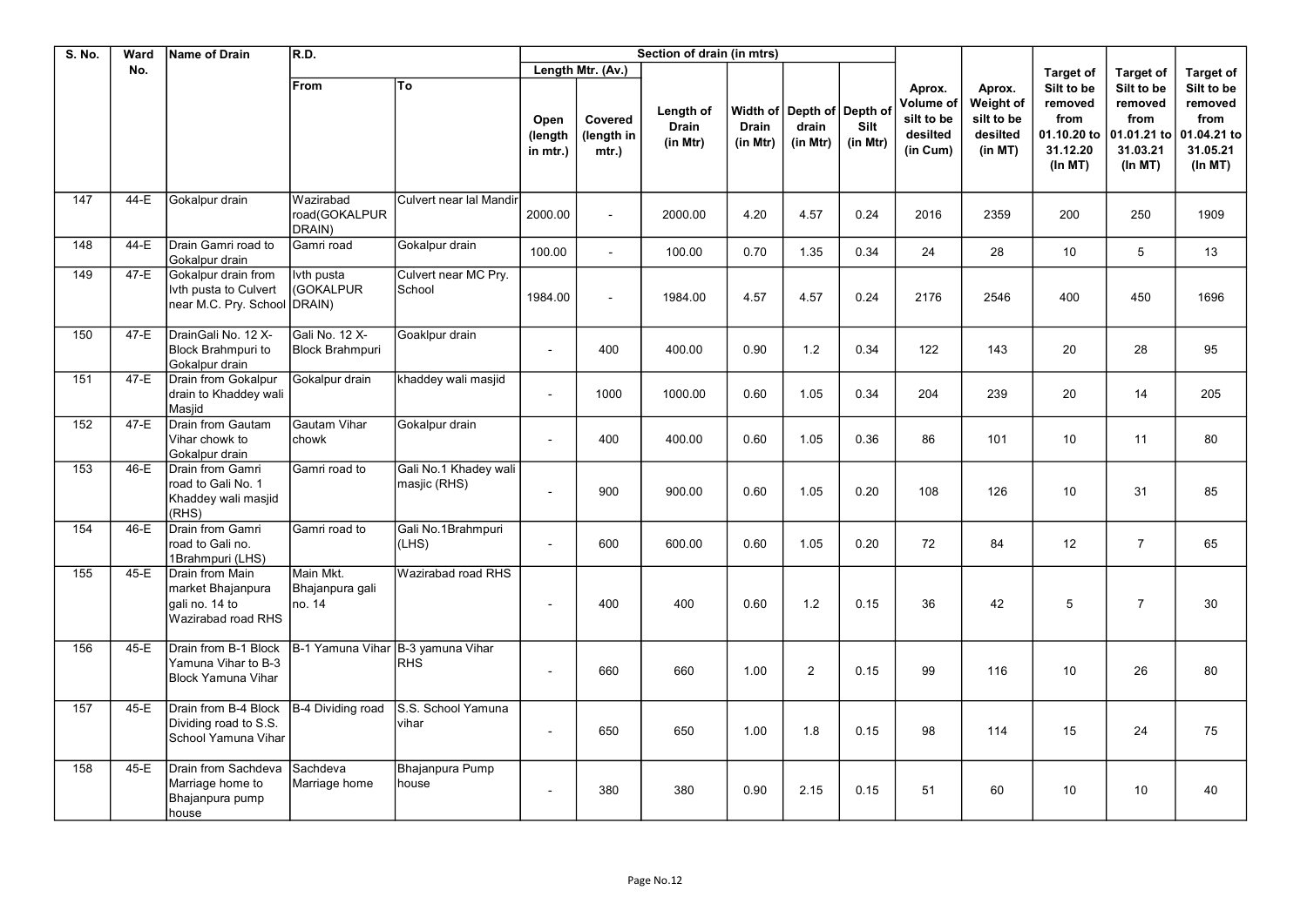| S. No. | Ward No. | Name of Drain | R.D. | | Section of drain (in mtrs) | | | | | | Aprox. Volume of silt to be desilted (in Cum) | Aprox. Weight of silt to be desilted (in MT) | Target of Silt to be removed from 01.10.20 to 31.12.20 (In MT) | Target of Silt to be removed from 01.01.21 to 31.03.21 (In MT) | Target of Silt to be removed from 01.04.21 to 31.05.21 (In MT) |
|---|---|---|---|---|---|---|---|---|---|---|---|---|---|---|---|
| | | | | | Length Mtr. (Av.) | | | | | | | | | | |
| | | | From | To | Open (length in mtr.) | Covered (length in mtr.) | Length of Drain (in Mtr) | Width of Drain (in Mtr) | Depth of drain (in Mtr) | Depth of Silt (in Mtr) | | | | | |
| 147 | 44-E | Gokalpur drain | Wazirabad road(GOKALPUR DRAIN) | Culvert near lal Mandir | 2000.00 | - | 2000.00 | 4.20 | 4.57 | 0.24 | 2016 | 2359 | 200 | 250 | 1909 |
| 148 | 44-E | Drain Gamri road to Gokalpur drain | Gamri road | Gokalpur drain | 100.00 | - | 100.00 | 0.70 | 1.35 | 0.34 | 24 | 28 | 10 | 5 | 13 |
| 149 | 47-E | Gokalpur drain from Ivth pusta to Culvert near M.C. Pry. School | Ivth pusta (GOKALPUR DRAIN) | Culvert near MC Pry. School | 1984.00 | - | 1984.00 | 4.57 | 4.57 | 0.24 | 2176 | 2546 | 400 | 450 | 1696 |
| 150 | 47-E | DrainGali No. 12 X-Block Brahmpuri to Gokalpur drain | Gali No. 12 X-Block Brahmpuri | Goaklpur drain | - | 400 | 400.00 | 0.90 | 1.2 | 0.34 | 122 | 143 | 20 | 28 | 95 |
| 151 | 47-E | Drain from Gokalpur drain to Khaddey wali Masjid | Gokalpur drain | khaddey wali masjid | - | 1000 | 1000.00 | 0.60 | 1.05 | 0.34 | 204 | 239 | 20 | 14 | 205 |
| 152 | 47-E | Drain from Gautam Vihar chowk to Gokalpur drain | Gautam Vihar chowk | Gokalpur drain | - | 400 | 400.00 | 0.60 | 1.05 | 0.36 | 86 | 101 | 10 | 11 | 80 |
| 153 | 46-E | Drain from Gamri road to Gali No. 1 Khaddey wali masjid (RHS) | Gamri road to | Gali No.1 Khadey wali masjic (RHS) | - | 900 | 900.00 | 0.60 | 1.05 | 0.20 | 108 | 126 | 10 | 31 | 85 |
| 154 | 46-E | Drain from Gamri road to Gali no. 1Brahmpuri (LHS) | Gamri road to | Gali No.1Brahmpuri (LHS) | - | 600 | 600.00 | 0.60 | 1.05 | 0.20 | 72 | 84 | 12 | 7 | 65 |
| 155 | 45-E | Drain from Main market Bhajanpura gali no. 14 to Wazirabad road RHS | Main Mkt. Bhajanpura gali no. 14 | Wazirabad road RHS | - | 400 | 400 | 0.60 | 1.2 | 0.15 | 36 | 42 | 5 | 7 | 30 |
| 156 | 45-E | Drain from B-1 Block Yamuna Vihar to B-3 Block Yamuna Vihar | B-1 Yamuna Vihar | B-3 yamuna Vihar RHS | - | 660 | 660 | 1.00 | 2 | 0.15 | 99 | 116 | 10 | 26 | 80 |
| 157 | 45-E | Drain from B-4 Block Dividing road to S.S. School Yamuna Vihar | B-4 Dividing road | S.S. School Yamuna vihar | - | 650 | 650 | 1.00 | 1.8 | 0.15 | 98 | 114 | 15 | 24 | 75 |
| 158 | 45-E | Drain from Sachdeva Marriage home to Bhajanpura pump house | Sachdeva Marriage home | Bhajanpura Pump house | - | 380 | 380 | 0.90 | 2.15 | 0.15 | 51 | 60 | 10 | 10 | 40 |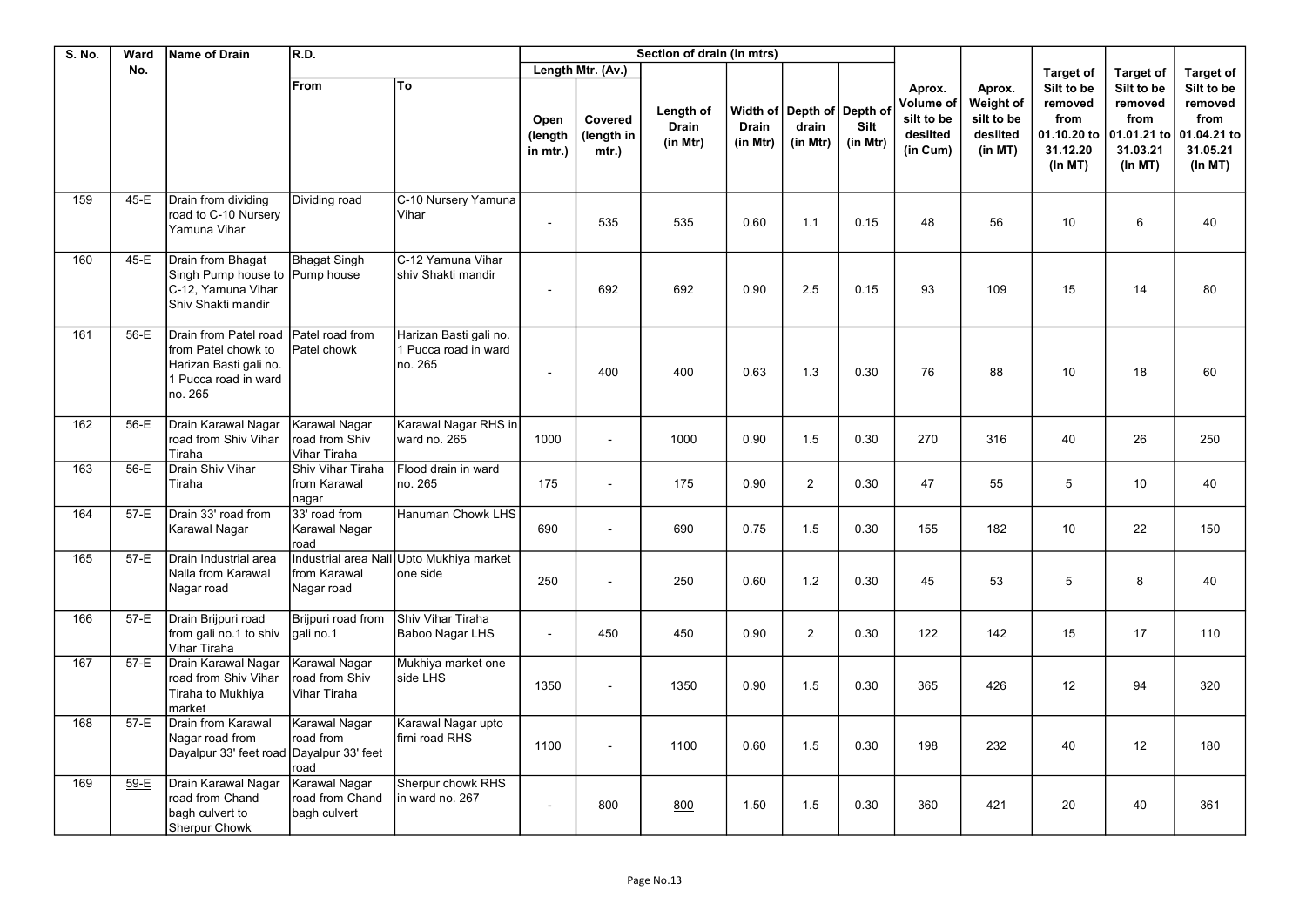| S. No. | Ward No. | Name of Drain | R.D. | | Section of drain (in mtrs) | | | | | | Aprox. Volume of silt to be desilted (in Cum) | Aprox. Weight of silt to be desilted (in MT) | Target of Silt to be removed from 01.10.20 to 31.12.20 (In MT) | Target of Silt to be removed from 01.01.21 to 31.03.21 (In MT) | Target of Silt to be removed from 01.04.21 to 31.05.21 (In MT) |
|---|---|---|---|---|---|---|---|---|---|---|---|---|---|---|---|
| | | | From | To | Length Mtr. (Av.) | | Length of Drain (in Mtr) | Width of Drain (in Mtr) | Depth of drain (in Mtr) | Depth of Silt (in Mtr) | | | | | |
| | | | | | Open (length in mtr.) | Covered (length in mtr.) | | | | | | | | | |
| 159 | 45-E | Drain from dividing road to C-10 Nursery Yamuna Vihar | Dividing road | C-10 Nursery Yamuna Vihar | - | 535 | 535 | 0.60 | 1.1 | 0.15 | 48 | 56 | 10 | 6 | 40 |
| 160 | 45-E | Drain from Bhagat Singh Pump house to C-12, Yamuna Vihar Shiv Shakti mandir | Bhagat Singh Pump house | C-12 Yamuna Vihar shiv Shakti mandir | - | 692 | 692 | 0.90 | 2.5 | 0.15 | 93 | 109 | 15 | 14 | 80 |
| 161 | 56-E | Drain from Patel road from Patel chowk to Harizan Basti gali no. 1 Pucca road in ward no. 265 | Patel road from Patel chowk | Harizan Basti gali no. 1 Pucca road in ward no. 265 | - | 400 | 400 | 0.63 | 1.3 | 0.30 | 76 | 88 | 10 | 18 | 60 |
| 162 | 56-E | Drain Karawal Nagar road from Shiv Vihar Tiraha | Karawal Nagar road from Shiv Vihar Tiraha | Karawal Nagar RHS in ward no. 265 | 1000 | - | 1000 | 0.90 | 1.5 | 0.30 | 270 | 316 | 40 | 26 | 250 |
| 163 | 56-E | Drain Shiv Vihar Tiraha | Shiv Vihar Tiraha from Karawal nagar | Flood drain in ward no. 265 | 175 | - | 175 | 0.90 | 2 | 0.30 | 47 | 55 | 5 | 10 | 40 |
| 164 | 57-E | Drain 33' road from Karawal Nagar | 33' road from Karawal Nagar road | Hanuman Chowk LHS | 690 | - | 690 | 0.75 | 1.5 | 0.30 | 155 | 182 | 10 | 22 | 150 |
| 165 | 57-E | Drain Industrial area Nalla from Karawal Nagar road | Industrial area Nall from Karawal Nagar road | Upto Mukhiya market one side | 250 | - | 250 | 0.60 | 1.2 | 0.30 | 45 | 53 | 5 | 8 | 40 |
| 166 | 57-E | Drain Brijpuri road from gali no.1 to shiv Vihar Tiraha | Brijpuri road from gali no.1 | Shiv Vihar Tiraha Baboo Nagar LHS | - | 450 | 450 | 0.90 | 2 | 0.30 | 122 | 142 | 15 | 17 | 110 |
| 167 | 57-E | Drain Karawal Nagar road from Shiv Vihar Tiraha to Mukhiya market | Karawal Nagar road from Shiv Vihar Tiraha | Mukhiya market one side LHS | 1350 | - | 1350 | 0.90 | 1.5 | 0.30 | 365 | 426 | 12 | 94 | 320 |
| 168 | 57-E | Drain from Karawal Nagar road from Dayalpur 33' feet road | Karawal Nagar road from Dayalpur 33' feet road | Karawal Nagar upto firni road RHS | 1100 | - | 1100 | 0.60 | 1.5 | 0.30 | 198 | 232 | 40 | 12 | 180 |
| 169 | 59-E | Drain Karawal Nagar road from Chand bagh culvert to Sherpur Chowk | Karawal Nagar road from Chand bagh culvert | Sherpur chowk RHS in ward no. 267 | - | 800 | 800 | 1.50 | 1.5 | 0.30 | 360 | 421 | 20 | 40 | 361 |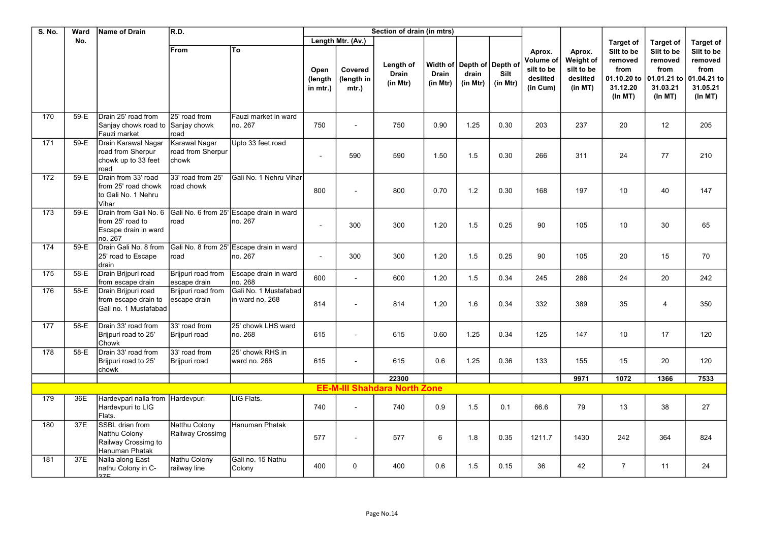| S. No. | Ward No. | Name of Drain | R.D. | | Section of drain (in mtrs) | | | | | | Aprox. Volume of silt to be desilted (in Cum) | Aprox. Weight of silt to be desilted (in MT) | Target of Silt to be removed from 01.10.20 to 31.12.20 (In MT) | Target of Silt to be removed from 01.01.21 to 31.03.21 (In MT) | Target of Silt to be removed from 01.04.21 to 31.05.21 (In MT) |
|---|---|---|---|---|---|---|---|---|---|---|---|---|---|---|---|
| | | | | | Length Mtr. (Av.) | | | | | | | | | | |
| | | | From | To | Open (length in mtr.) | Covered (length in mtr.) | Length of Drain (in Mtr) | Width of Drain (in Mtr) | Depth of drain (in Mtr) | Depth of Silt (in Mtr) | | | | | |
| 170 | 59-E | Drain 25' road from Sanjay chowk road to Fauzi market | 25' road from Sanjay chowk road | Fauzi market in ward no. 267 | 750 | - | 750 | 0.90 | 1.25 | 0.30 | 203 | 237 | 20 | 12 | 205 |
| 171 | 59-E | Drain Karawal Nagar road from Sherpur chowk up to 33 feet road | Karawal Nagar road from Sherpur chowk | Upto 33 feet road | - | 590 | 590 | 1.50 | 1.5 | 0.30 | 266 | 311 | 24 | 77 | 210 |
| 172 | 59-E | Drain from 33' road from 25' road chowk to Gali No. 1 Nehru Vihar | 33' road from 25' road chowk | Gali No. 1 Nehru Vihar | 800 | - | 800 | 0.70 | 1.2 | 0.30 | 168 | 197 | 10 | 40 | 147 |
| 173 | 59-E | Drain from Gali No. 6 from 25' road to Escape drain in ward no. 267 | Gali No. 6 from 25' road | Escape drain in ward no. 267 | - | 300 | 300 | 1.20 | 1.5 | 0.25 | 90 | 105 | 10 | 30 | 65 |
| 174 | 59-E | Drain Gali No. 8 from 25' road to Escape drain | Gali No. 8 from 25' road | Escape drain in ward no. 267 | - | 300 | 300 | 1.20 | 1.5 | 0.25 | 90 | 105 | 20 | 15 | 70 |
| 175 | 58-E | Drain Brijpuri road from escape drain | Brijpuri road from escape drain | Escape drain in ward no. 268 | 600 | - | 600 | 1.20 | 1.5 | 0.34 | 245 | 286 | 24 | 20 | 242 |
| 176 | 58-E | Drain Brijpuri road from escape drain to Gali no. 1 Mustafabad | Brijpuri road from escape drain | Gali No. 1 Mustafabad in ward no. 268 | 814 | - | 814 | 1.20 | 1.6 | 0.34 | 332 | 389 | 35 | 4 | 350 |
| 177 | 58-E | Drain 33' road from Brijpuri road to 25' Chowk | 33' road from Brijpuri road | 25' chowk LHS ward no. 268 | 615 | - | 615 | 0.60 | 1.25 | 0.34 | 125 | 147 | 10 | 17 | 120 |
| 178 | 58-E | Drain 33' road from Brijpuri road to 25' chowk | 33' road from Brijpuri road | 25' chowk RHS in ward no. 268 | 615 | - | 615 | 0.6 | 1.25 | 0.36 | 133 | 155 | 15 | 20 | 120 |
| | | | | | | | **22300** | | | | | **9971** | **1072** | **1366** | **7533** |
| | | | | | | | **EE-M-III Shahdara North Zone** | | | | | | | | |
| 179 | 36E | Hardevparl nalla from Hardevpuri to LIG Flats. | Hardevpuri | LIG Flats. | 740 | - | 740 | 0.9 | 1.5 | 0.1 | 66.6 | 79 | 13 | 38 | 27 |
| 180 | 37E | SSBL drian from Natthu Colony Railway Crossimg to Hanuman Phatak | Natthu Colony Railway Crossimg | Hanuman Phatak | 577 | - | 577 | 6 | 1.8 | 0.35 | 1211.7 | 1430 | 242 | 364 | 824 |
| 181 | 37E | Nalla along East nathu Colony in C-37E | Nathu Colony railway line | Gali no. 15 Nathu Colony | 400 | 0 | 400 | 0.6 | 1.5 | 0.15 | 36 | 42 | 7 | 11 | 24 |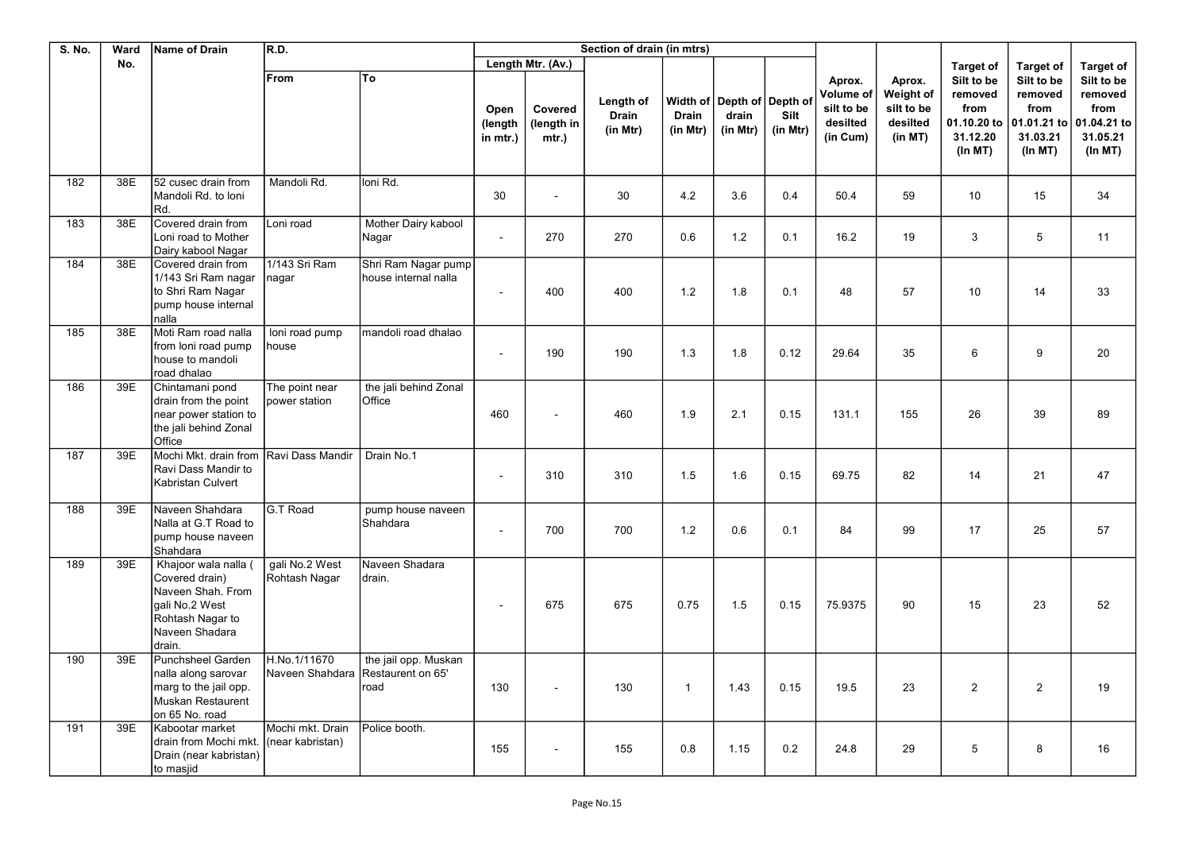| S. No. | Ward No. | Name of Drain | R.D. | | Section of drain (in mtrs) | | | | | | Aprox. Volume of silt to be desilted (in Cum) | Aprox. Weight of silt to be desilted (in MT) | Target of Silt to be removed from 01.10.20 to 31.12.20 (In MT) | Target of Silt to be removed from 01.01.21 to 31.03.21 (In MT) | Target of Silt to be removed from 01.04.21 to 31.05.21 (In MT) |
|---|---|---|---|---|---|---|---|---|---|---|---|---|---|---|---|
| | | | From | To | Length Mtr. (Av.) | | Length of Drain (in Mtr) | Width of Drain (in Mtr) | Depth of drain (in Mtr) | Depth of Silt (in Mtr) | | | | | |
| | | | | | Open (length in mtr.) | Covered (length in mtr.) | | | | | | | | | |
| 182 | 38E | 52 cusec drain from Mandoli Rd. to loni Rd. | Mandoli Rd. | loni Rd. | 30 | - | 30 | 4.2 | 3.6 | 0.4 | 50.4 | 59 | 10 | 15 | 34 |
| 183 | 38E | Covered drain from Loni road to Mother Dairy kabool Nagar | Loni road | Mother Dairy kabool Nagar | - | 270 | 270 | 0.6 | 1.2 | 0.1 | 16.2 | 19 | 3 | 5 | 11 |
| 184 | 38E | Covered drain from 1/143 Sri Ram nagar to Shri Ram Nagar pump house internal nalla | 1/143 Sri Ram nagar | Shri Ram Nagar pump house internal nalla | - | 400 | 400 | 1.2 | 1.8 | 0.1 | 48 | 57 | 10 | 14 | 33 |
| 185 | 38E | Moti Ram road nalla from loni road pump house to mandoli road dhalao | loni road pump house | mandoli road dhalao | - | 190 | 190 | 1.3 | 1.8 | 0.12 | 29.64 | 35 | 6 | 9 | 20 |
| 186 | 39E | Chintamani pond drain from the point near power station to the jali behind Zonal Office | The point near power station | the jali behind Zonal Office | 460 | - | 460 | 1.9 | 2.1 | 0.15 | 131.1 | 155 | 26 | 39 | 89 |
| 187 | 39E | Mochi Mkt. drain from Ravi Dass Mandir to Kabristan Culvert | Ravi Dass Mandir | Drain No.1 | - | 310 | 310 | 1.5 | 1.6 | 0.15 | 69.75 | 82 | 14 | 21 | 47 |
| 188 | 39E | Naveen Shahdara Nalla at G.T Road to pump house naveen Shahdara | G.T Road | pump house naveen Shahdara | - | 700 | 700 | 1.2 | 0.6 | 0.1 | 84 | 99 | 17 | 25 | 57 |
| 189 | 39E | Khajoor wala nalla ( Covered drain) Naveen Shah. From gali No.2 West Rohtash Nagar to Naveen Shadara drain. | gali No.2 West Rohtash Nagar | Naveen Shadara drain. | - | 675 | 675 | 0.75 | 1.5 | 0.15 | 75.9375 | 90 | 15 | 23 | 52 |
| 190 | 39E | Punchsheel Garden nalla along sarovar marg to the jail opp. Muskan Restaurent on 65 No. road | H.No.1/11670 Naveen Shahdara | the jail opp. Muskan Restaurent on 65' road | 130 | - | 130 | 1 | 1.43 | 0.15 | 19.5 | 23 | 2 | 2 | 19 |
| 191 | 39E | Kabootar market drain from Mochi mkt. Drain (near kabristan) to masjid | Mochi mkt. Drain (near kabristan) | Police booth. | 155 | - | 155 | 0.8 | 1.15 | 0.2 | 24.8 | 29 | 5 | 8 | 16 |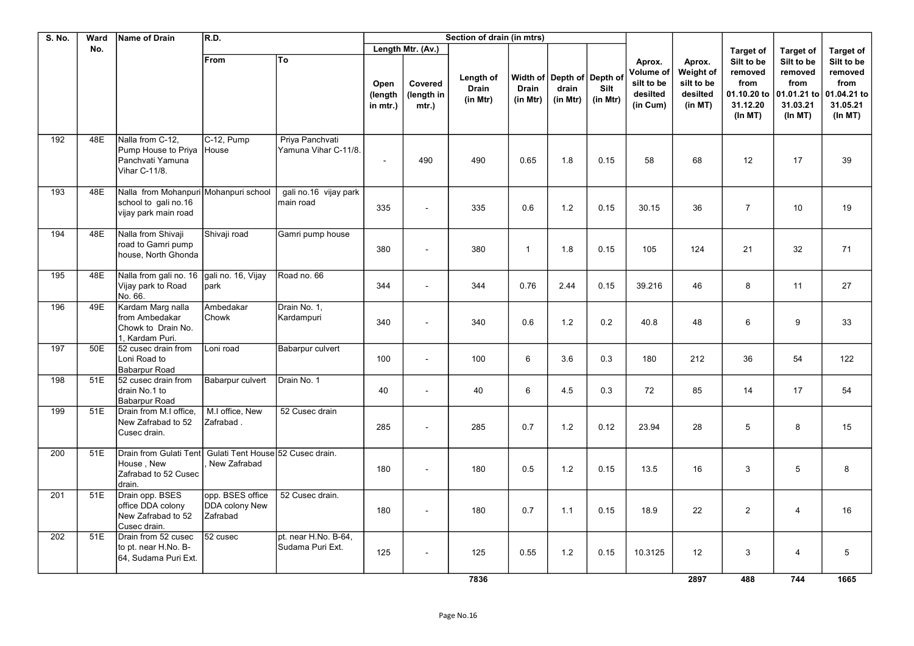| S. No. | Ward No. | Name of Drain | R.D. | | Section of drain (in mtrs) | | | | | | Aprox. Volume of silt to be desilted (in Cum) | Aprox. Weight of silt to be desilted (in MT) | Target of Silt to be removed from 01.10.20 to 31.12.20 (In MT) | Target of Silt to be removed from 01.01.21 to 31.03.21 (In MT) | Target of Silt to be removed from 01.04.21 to 31.05.21 (In MT) |
|---|---|---|---|---|---|---|---|---|---|---|---|---|---|---|---|
| | | | From | To | Length Mtr. (Av.) | | Length of Drain (in Mtr) | Width of Drain (in Mtr) | Depth of drain (in Mtr) | Depth of Silt (in Mtr) | | | | | |
| | | | | | Open (length in mtr.) | Covered (length in mtr.) | | | | | | | | | |
| 192 | 48E | Nalla from C-12, Pump House to Priya Panchvati Yamuna Vihar C-11/8. | C-12, Pump House | Priya Panchvati Yamuna Vihar C-11/8. | - | 490 | 490 | 0.65 | 1.8 | 0.15 | 58 | 68 | 12 | 17 | 39 |
| 193 | 48E | Nalla from Mohanpuri school to gali no.16 vijay park main road | Mohanpuri school | gali no.16 vijay park main road | 335 | - | 335 | 0.6 | 1.2 | 0.15 | 30.15 | 36 | 7 | 10 | 19 |
| 194 | 48E | Nalla from Shivaji road to Gamri pump house, North Ghonda | Shivaji road | Gamri pump house | 380 | - | 380 | 1 | 1.8 | 0.15 | 105 | 124 | 21 | 32 | 71 |
| 195 | 48E | Nalla from gali no. 16 Vijay park to Road No. 66. | gali no. 16, Vijay park | Road no. 66 | 344 | - | 344 | 0.76 | 2.44 | 0.15 | 39.216 | 46 | 8 | 11 | 27 |
| 196 | 49E | Kardam Marg nalla from Ambedakar Chowk to Drain No. 1, Kardam Puri. | Ambedakar Chowk | Drain No. 1, Kardampuri | 340 | - | 340 | 0.6 | 1.2 | 0.2 | 40.8 | 48 | 6 | 9 | 33 |
| 197 | 50E | 52 cusec drain from Loni Road to Babarpur Road | Loni road | Babarpur culvert | 100 | - | 100 | 6 | 3.6 | 0.3 | 180 | 212 | 36 | 54 | 122 |
| 198 | 51E | 52 cusec drain from drain No.1 to Babarpur Road | Babarpur culvert | Drain No. 1 | 40 | - | 40 | 6 | 4.5 | 0.3 | 72 | 85 | 14 | 17 | 54 |
| 199 | 51E | Drain from M.I office, New Zafrabad to 52 Cusec drain. | M.I office, New Zafrabad . | 52 Cusec drain | 285 | - | 285 | 0.7 | 1.2 | 0.12 | 23.94 | 28 | 5 | 8 | 15 |
| 200 | 51E | Drain from Gulati Tent House , New Zafrabad to 52 Cusec drain. | Gulati Tent House , New Zafrabad | 52 Cusec drain. | 180 | - | 180 | 0.5 | 1.2 | 0.15 | 13.5 | 16 | 3 | 5 | 8 |
| 201 | 51E | Drain opp. BSES office DDA colony New Zafrabad to 52 Cusec drain. | opp. BSES office DDA colony New Zafrabad | 52 Cusec drain. | 180 | - | 180 | 0.7 | 1.1 | 0.15 | 18.9 | 22 | 2 | 4 | 16 |
| 202 | 51E | Drain from 52 cusec to pt. near H.No. B-64, Sudama Puri Ext. | 52 cusec | pt. near H.No. B-64, Sudama Puri Ext. | 125 | - | 125 | 0.55 | 1.2 | 0.15 | 10.3125 | 12 | 3 | 4 | 5 |
| | | | | | | | **7836** | | | | | **2897** | **488** | **744** | **1665** |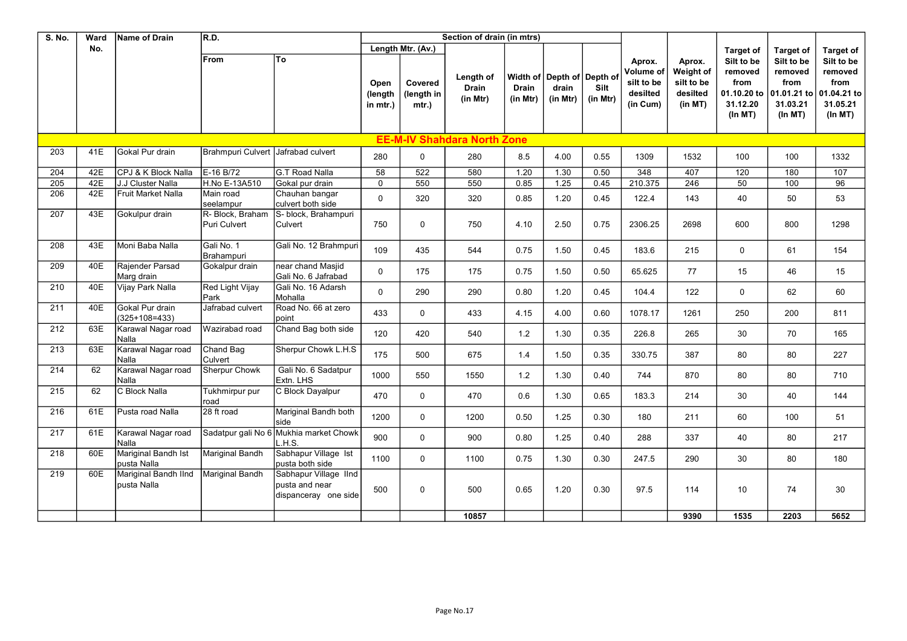| S. No. | Ward No. | Name of Drain | R.D. | | Section of drain (in mtrs) | | | | | | Aprox. Volume of silt to be desilted (in Cum) | Aprox. Weight of silt to be desilted (in MT) | Target of Silt to be removed from 01.10.20 to 31.12.20 (In MT) | Target of Silt to be removed from 01.01.21 to 31.03.21 (In MT) | Target of Silt to be removed from 01.04.21 to 31.05.21 (In MT) |
|---|---|---|---|---|---|---|---|---|---|---|---|---|---|---|---|
| | | | From | To | Length Mtr. (Av.) | | Length of Drain (in Mtr) | Width of Drain (in Mtr) | Depth of drain (in Mtr) | Depth of Silt (in Mtr) | | | | | |
| | | | | | Open (length in mtr.) | Covered (length in mtr.) | | | | | | | | | |
| **EE-M-IV Shahdara North Zone** | | | | | | | | | | | | | | | |
| 203 | 41E | Gokal Pur drain | Brahmpuri Culvert | Jafrabad culvert | 280 | 0 | 280 | 8.5 | 4.00 | 0.55 | 1309 | 1532 | 100 | 100 | 1332 |
| 204 | 42E | CPJ & K Block Nalla | E-16 B/72 | G.T Road Nalla | 58 | 522 | 580 | 1.20 | 1.30 | 0.50 | 348 | 407 | 120 | 180 | 107 |
| 205 | 42E | J.J Cluster Nalla | H.No E-13A510 | Gokal pur drain | 0 | 550 | 550 | 0.85 | 1.25 | 0.45 | 210.375 | 246 | 50 | 100 | 96 |
| 206 | 42E | Fruit Market Nalla | Main road seelampur | Chauhan bangar culvert both side | 0 | 320 | 320 | 0.85 | 1.20 | 0.45 | 122.4 | 143 | 40 | 50 | 53 |
| 207 | 43E | Gokulpur drain | R- Block, Braham Puri Culvert | S- block, Brahampuri Culvert | 750 | 0 | 750 | 4.10 | 2.50 | 0.75 | 2306.25 | 2698 | 600 | 800 | 1298 |
| 208 | 43E | Moni Baba Nalla | Gali No. 1 Brahampuri | Gali No. 12 Brahmpuri | 109 | 435 | 544 | 0.75 | 1.50 | 0.45 | 183.6 | 215 | 0 | 61 | 154 |
| 209 | 40E | Rajender Parsad Marg drain | Gokalpur drain | near chand Masjid Gali No. 6 Jafrabad | 0 | 175 | 175 | 0.75 | 1.50 | 0.50 | 65.625 | 77 | 15 | 46 | 15 |
| 210 | 40E | Vijay Park Nalla | Red Light Vijay Park | Gali No. 16 Adarsh Mohalla | 0 | 290 | 290 | 0.80 | 1.20 | 0.45 | 104.4 | 122 | 0 | 62 | 60 |
| 211 | 40E | Gokal Pur drain (325+108=433) | Jafrabad culvert | Road No. 66 at zero point | 433 | 0 | 433 | 4.15 | 4.00 | 0.60 | 1078.17 | 1261 | 250 | 200 | 811 |
| 212 | 63E | Karawal Nagar road Nalla | Wazirabad road | Chand Bag both side | 120 | 420 | 540 | 1.2 | 1.30 | 0.35 | 226.8 | 265 | 30 | 70 | 165 |
| 213 | 63E | Karawal Nagar road Nalla | Chand Bag Culvert | Sherpur Chowk L.H.S | 175 | 500 | 675 | 1.4 | 1.50 | 0.35 | 330.75 | 387 | 80 | 80 | 227 |
| 214 | 62 | Karawal Nagar road Nalla | Sherpur Chowk | Gali No. 6 Sadatpur Extn. LHS | 1000 | 550 | 1550 | 1.2 | 1.30 | 0.40 | 744 | 870 | 80 | 80 | 710 |
| 215 | 62 | C Block Nalla | Tukhmirpur pur road | C Block Dayalpur | 470 | 0 | 470 | 0.6 | 1.30 | 0.65 | 183.3 | 214 | 30 | 40 | 144 |
| 216 | 61E | Pusta road Nalla | 28 ft road | Mariginal Bandh both side | 1200 | 0 | 1200 | 0.50 | 1.25 | 0.30 | 180 | 211 | 60 | 100 | 51 |
| 217 | 61E | Karawal Nagar road Nalla | Sadatpur gali No 6 | Mukhia market Chowk L.H.S. | 900 | 0 | 900 | 0.80 | 1.25 | 0.40 | 288 | 337 | 40 | 80 | 217 |
| 218 | 60E | Mariginal Bandh Ist pusta Nalla | Mariginal Bandh | Sabhapur Village Ist pusta both side | 1100 | 0 | 1100 | 0.75 | 1.30 | 0.30 | 247.5 | 290 | 30 | 80 | 180 |
| 219 | 60E | Mariginal Bandh IInd pusta Nalla | Mariginal Bandh | Sabhapur Village IInd pusta and near dispanceray one side | 500 | 0 | 500 | 0.65 | 1.20 | 0.30 | 97.5 | 114 | 10 | 74 | 30 |
| | | | | | | | **10857** | | | | | **9390** | **1535** | **2203** | **5652** |